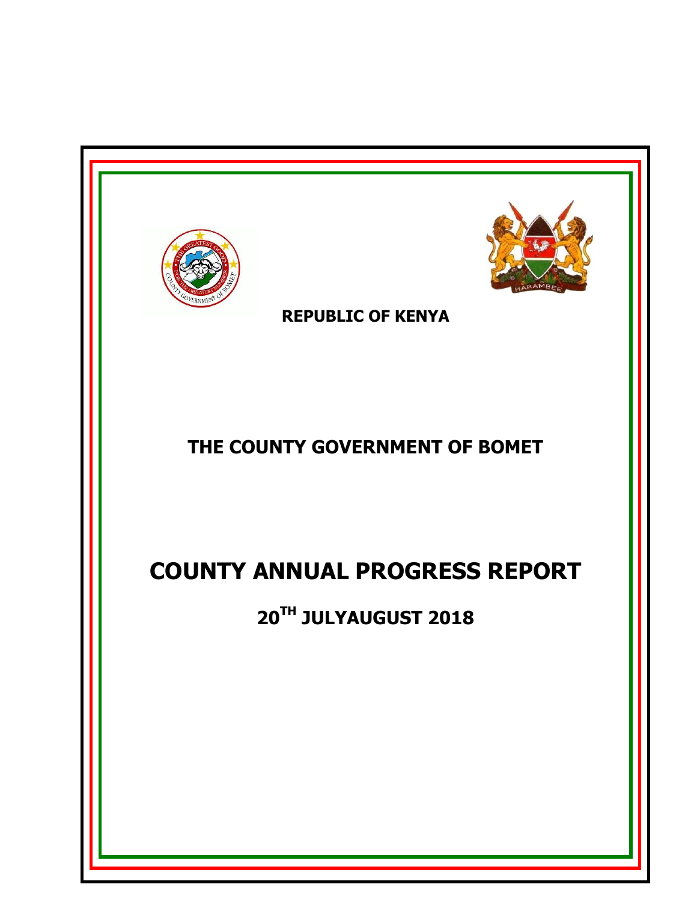**REPUBLIC OF KENYA**

# THE COUNTY GOVERNMENT OF BOMET

# COUNTY ANNUAL PROGRESS REPORT

## 20$^{TH}$ JULYAUGUST 2018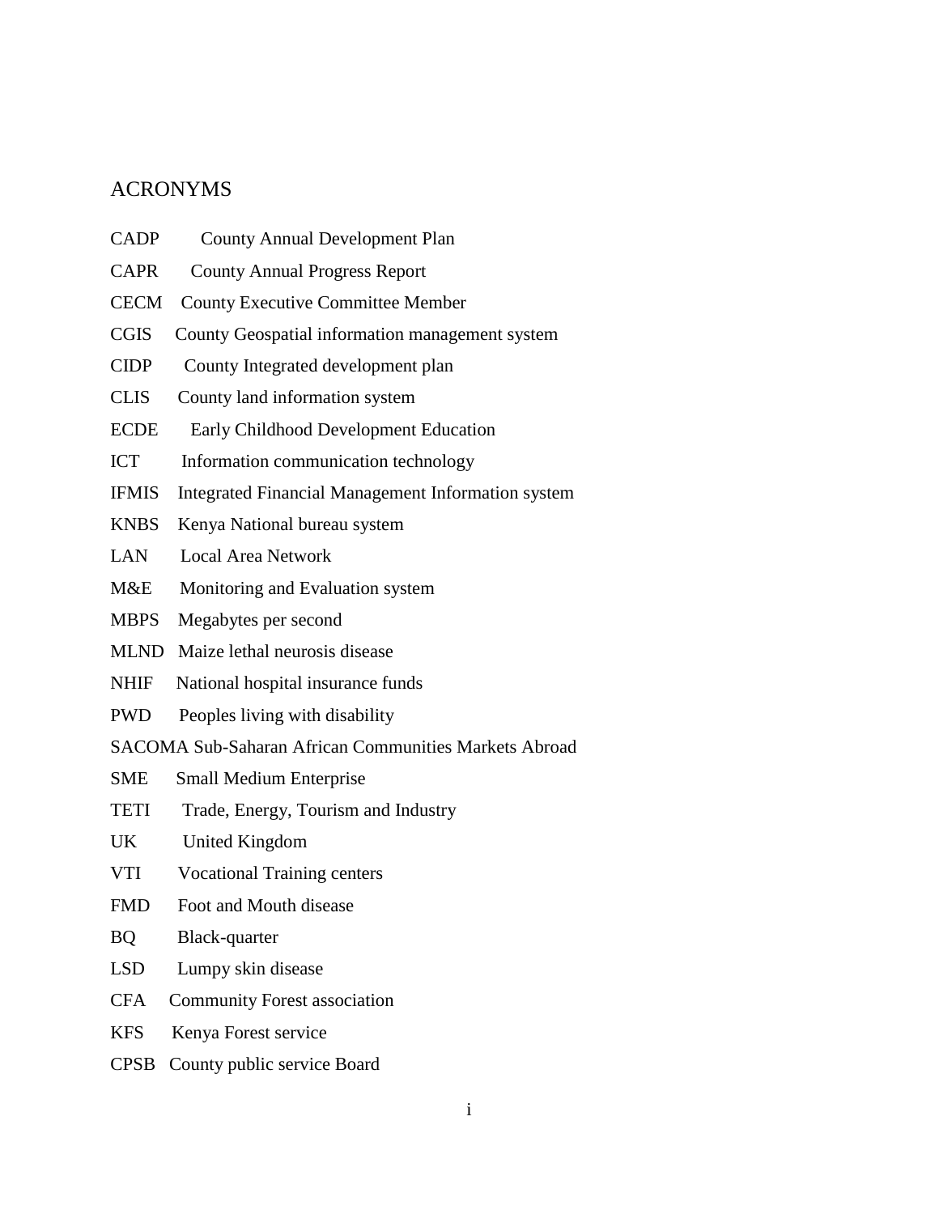# ACRONYMS

CADP County Annual Development Plan

CAPR County Annual Progress Report

CECM County Executive Committee Member

CGIS County Geospatial information management system

CIDP County Integrated development plan

CLIS County land information system

ECDE Early Childhood Development Education

ICT Information communication technology

IFMIS Integrated Financial Management Information system

KNBS Kenya National bureau system

LAN Local Area Network

M&E Monitoring and Evaluation system

MBPS Megabytes per second

MLND Maize lethal neurosis disease

NHIF National hospital insurance funds

PWD Peoples living with disability

SACOMA Sub-Saharan African Communities Markets Abroad

SME Small Medium Enterprise

TETI Trade, Energy, Tourism and Industry

UK United Kingdom

VTI Vocational Training centers

FMD Foot and Mouth disease

BQ Black-quarter

LSD Lumpy skin disease

CFA Community Forest association

KFS Kenya Forest service

CPSB County public service Board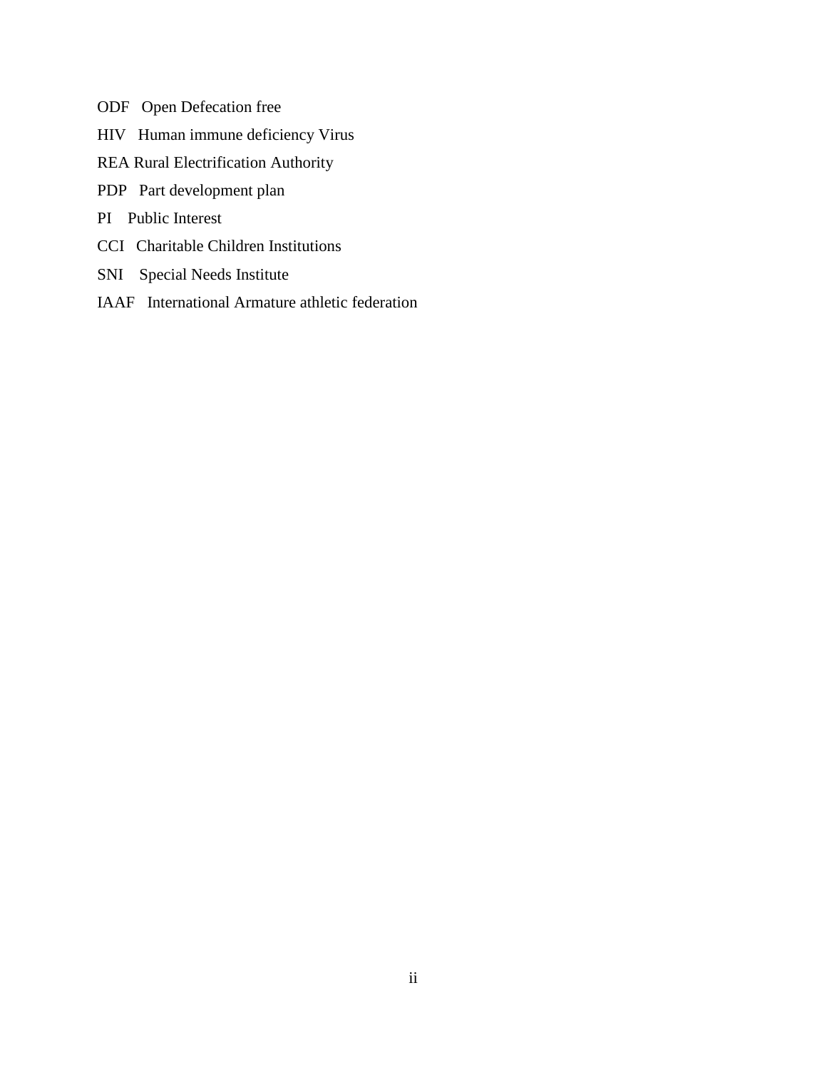ODF Open Defecation free

HIV Human immune deficiency Virus

REA Rural Electrification Authority

PDP Part development plan

PI Public Interest

CCI Charitable Children Institutions

SNI Special Needs Institute

IAAF International Armature athletic federation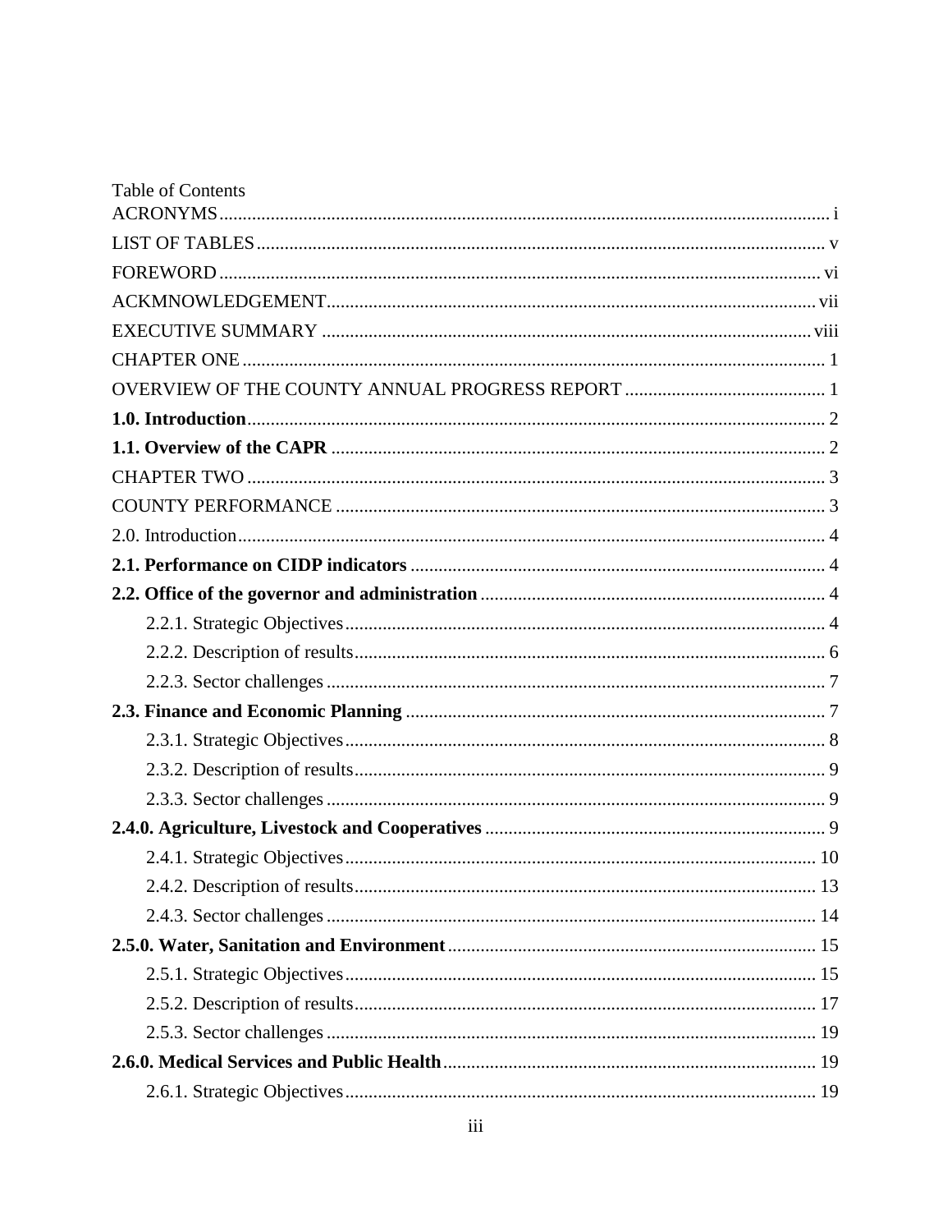Table of Contents

ACRONYMS ..... i

LIST OF TABLES ..... v

FOREWORD ..... vi

ACKMNOWLEDGEMENT ..... vii

EXECUTIVE SUMMARY ..... viii

CHAPTER ONE ..... 1

OVERVIEW OF THE COUNTY ANNUAL PROGRESS REPORT ..... 1

**1.0. Introduction** ..... 2

**1.1. Overview of the CAPR** ..... 2

CHAPTER TWO ..... 3

COUNTY PERFORMANCE ..... 3

2.0. Introduction ..... 4

**2.1. Performance on CIDP indicators** ..... 4

**2.2. Office of the governor and administration** ..... 4

- 2.2.1. Strategic Objectives ..... 4
- 2.2.2. Description of results ..... 6
- 2.2.3. Sector challenges ..... 7

**2.3. Finance and Economic Planning** ..... 7

- 2.3.1. Strategic Objectives ..... 8
- 2.3.2. Description of results ..... 9
- 2.3.3. Sector challenges ..... 9

**2.4.0. Agriculture, Livestock and Cooperatives** ..... 9

- 2.4.1. Strategic Objectives ..... 10
- 2.4.2. Description of results ..... 13
- 2.4.3. Sector challenges ..... 14

**2.5.0. Water, Sanitation and Environment** ..... 15

- 2.5.1. Strategic Objectives ..... 15
- 2.5.2. Description of results ..... 17
- 2.5.3. Sector challenges ..... 19

**2.6.0. Medical Services and Public Health** ..... 19

- 2.6.1. Strategic Objectives ..... 19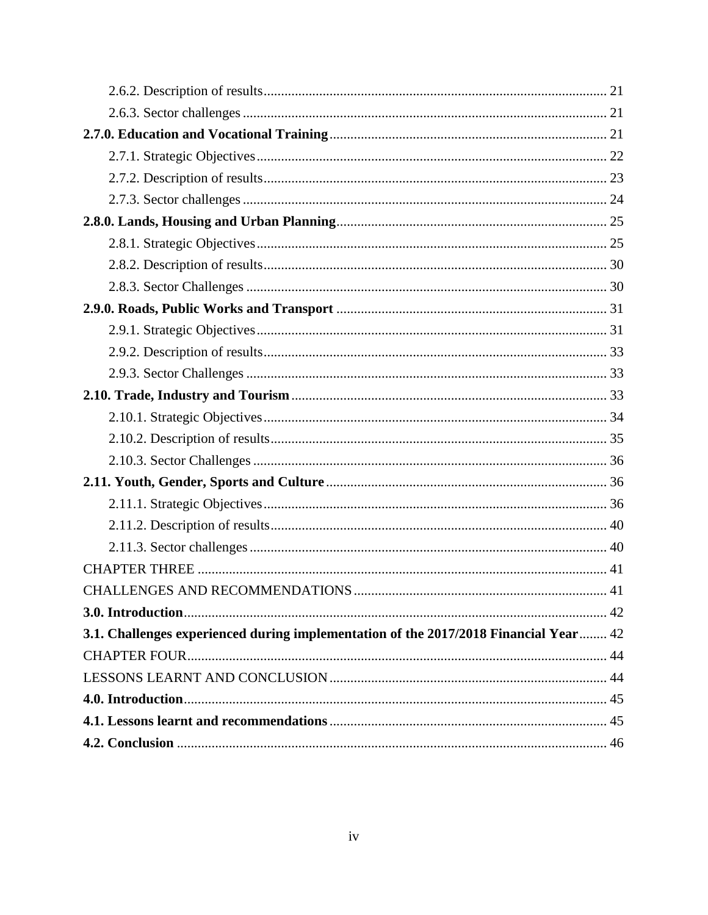2.6.2. Description of results ..... 21

2.6.3. Sector challenges ..... 21

**2.7.0. Education and Vocational Training ..... 21**

2.7.1. Strategic Objectives ..... 22

2.7.2. Description of results ..... 23

2.7.3. Sector challenges ..... 24

**2.8.0. Lands, Housing and Urban Planning ..... 25**

2.8.1. Strategic Objectives ..... 25

2.8.2. Description of results ..... 30

2.8.3. Sector Challenges ..... 30

**2.9.0. Roads, Public Works and Transport ..... 31**

2.9.1. Strategic Objectives ..... 31

2.9.2. Description of results ..... 33

2.9.3. Sector Challenges ..... 33

**2.10. Trade, Industry and Tourism ..... 33**

2.10.1. Strategic Objectives ..... 34

2.10.2. Description of results ..... 35

2.10.3. Sector Challenges ..... 36

**2.11. Youth, Gender, Sports and Culture ..... 36**

2.11.1. Strategic Objectives ..... 36

2.11.2. Description of results ..... 40

2.11.3. Sector challenges ..... 40

CHAPTER THREE ..... 41

CHALLENGES AND RECOMMENDATIONS ..... 41

**3.0. Introduction ..... 42**

**3.1. Challenges experienced during implementation of the 2017/2018 Financial Year ..... 42**

CHAPTER FOUR ..... 44

LESSONS LEARNT AND CONCLUSION ..... 44

**4.0. Introduction ..... 45**

**4.1. Lessons learnt and recommendations ..... 45**

**4.2. Conclusion ..... 46**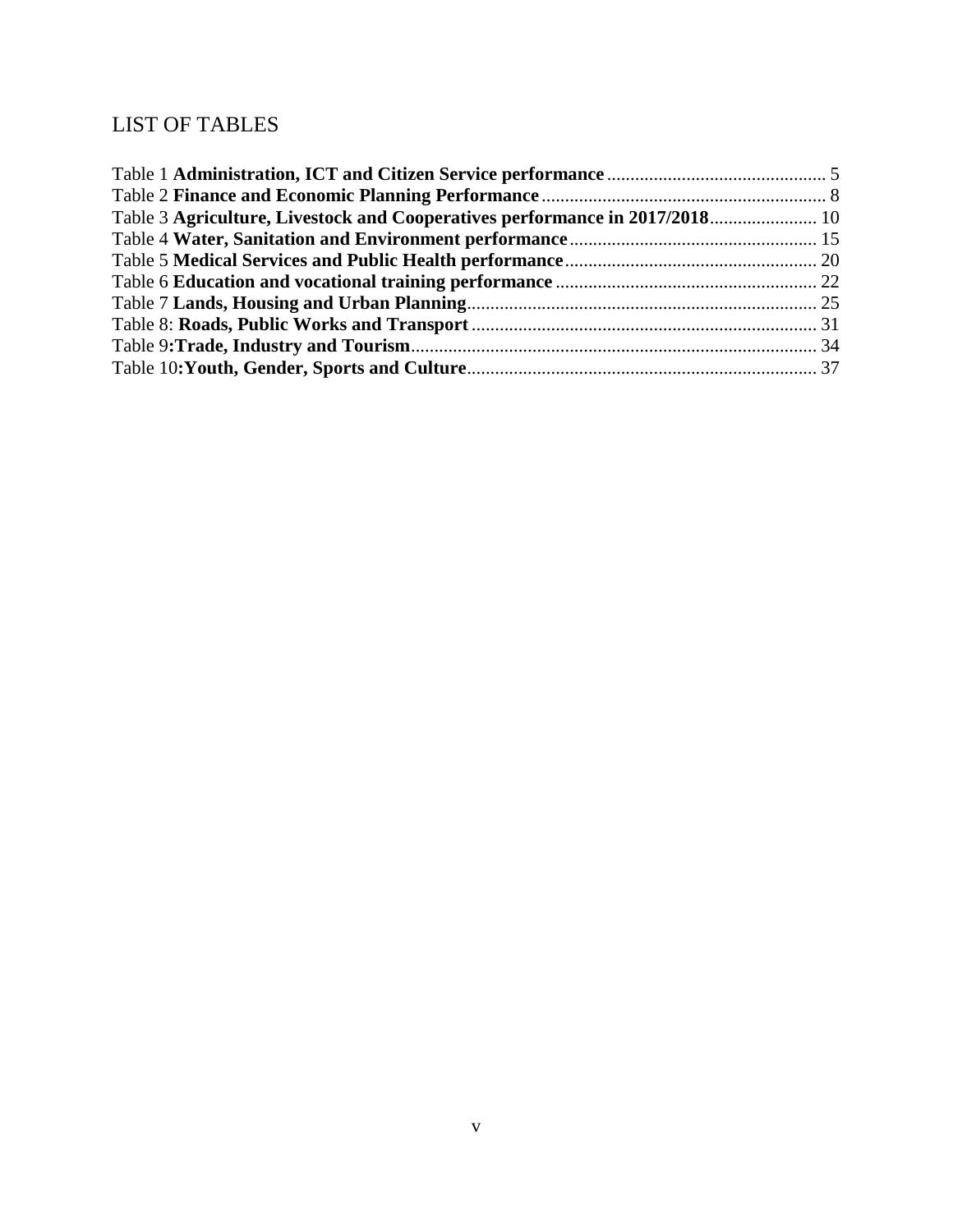# LIST OF TABLES

Table 1 **Administration, ICT and Citizen Service performance** ............................................... 5
Table 2 **Finance and Economic Planning Performance** ............................................................ 8
Table 3 **Agriculture, Livestock and Cooperatives performance in 2017/2018** ....................... 10
Table 4 **Water, Sanitation and Environment performance** ..................................................... 15
Table 5 **Medical Services and Public Health performance** ...................................................... 20
Table 6 **Education and vocational training performance** ........................................................ 22
Table 7 **Lands, Housing and Urban Planning** ........................................................................... 25
Table 8: **Roads, Public Works and Transport** .......................................................................... 31
Table 9**:Trade, Industry and Tourism** ....................................................................................... 34
Table 10**:Youth, Gender, Sports and Culture** ........................................................................... 37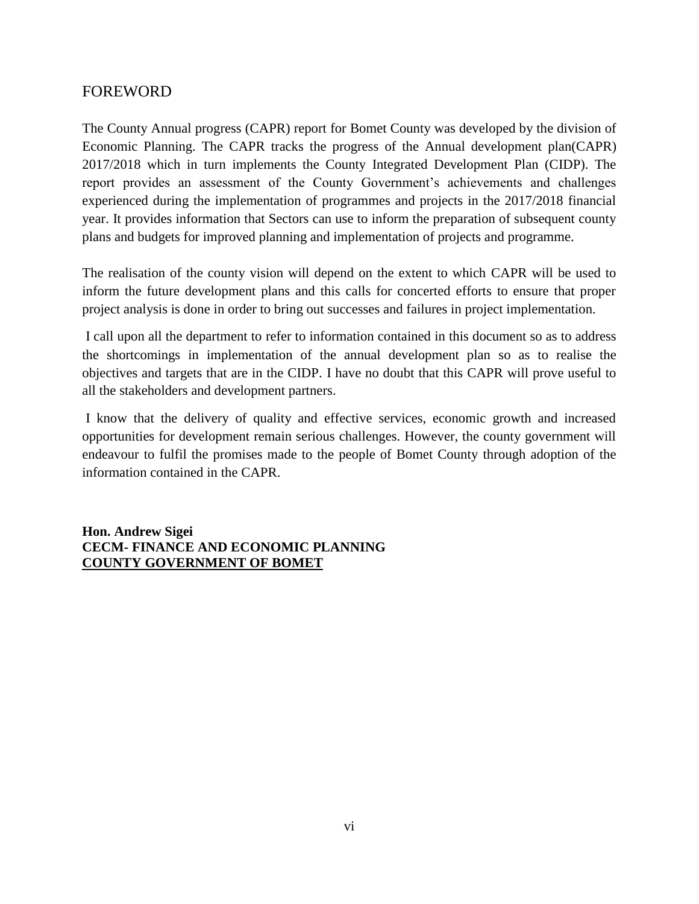# FOREWORD

The County Annual progress (CAPR) report for Bomet County was developed by the division of Economic Planning. The CAPR tracks the progress of the Annual development plan(CAPR) 2017/2018 which in turn implements the County Integrated Development Plan (CIDP). The report provides an assessment of the County Government's achievements and challenges experienced during the implementation of programmes and projects in the 2017/2018 financial year. It provides information that Sectors can use to inform the preparation of subsequent county plans and budgets for improved planning and implementation of projects and programme.

The realisation of the county vision will depend on the extent to which CAPR will be used to inform the future development plans and this calls for concerted efforts to ensure that proper project analysis is done in order to bring out successes and failures in project implementation.

I call upon all the department to refer to information contained in this document so as to address the shortcomings in implementation of the annual development plan so as to realise the objectives and targets that are in the CIDP. I have no doubt that this CAPR will prove useful to all the stakeholders and development partners.

I know that the delivery of quality and effective services, economic growth and increased opportunities for development remain serious challenges. However, the county government will endeavour to fulfil the promises made to the people of Bomet County through adoption of the information contained in the CAPR.

**Hon. Andrew Sigei**
**CECM- FINANCE AND ECONOMIC PLANNING**
**COUNTY GOVERNMENT OF BOMET**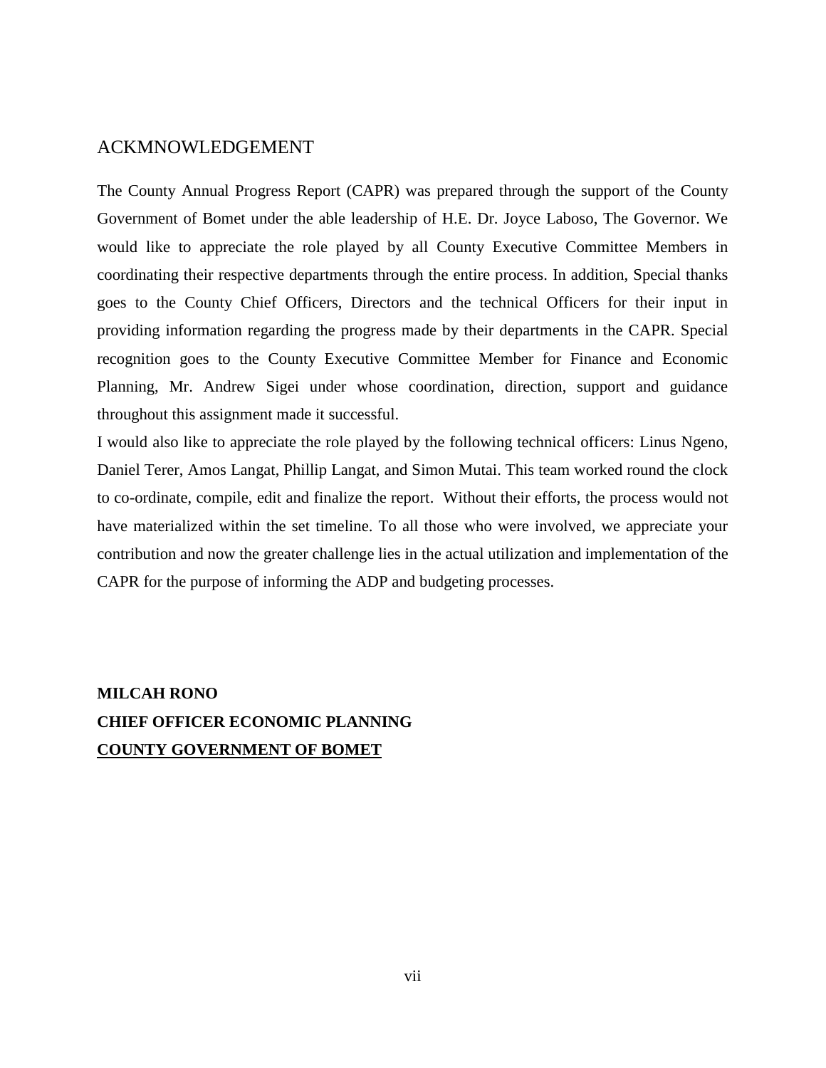## ACKMNOWLEDGEMENT

The County Annual Progress Report (CAPR) was prepared through the support of the County Government of Bomet under the able leadership of H.E. Dr. Joyce Laboso, The Governor. We would like to appreciate the role played by all County Executive Committee Members in coordinating their respective departments through the entire process. In addition, Special thanks goes to the County Chief Officers, Directors and the technical Officers for their input in providing information regarding the progress made by their departments in the CAPR. Special recognition goes to the County Executive Committee Member for Finance and Economic Planning, Mr. Andrew Sigei under whose coordination, direction, support and guidance throughout this assignment made it successful.

I would also like to appreciate the role played by the following technical officers: Linus Ngeno, Daniel Terer, Amos Langat, Phillip Langat, and Simon Mutai. This team worked round the clock to co-ordinate, compile, edit and finalize the report. Without their efforts, the process would not have materialized within the set timeline. To all those who were involved, we appreciate your contribution and now the greater challenge lies in the actual utilization and implementation of the CAPR for the purpose of informing the ADP and budgeting processes.

**MILCAH RONO**
**CHIEF OFFICER ECONOMIC PLANNING**
**COUNTY GOVERNMENT OF BOMET**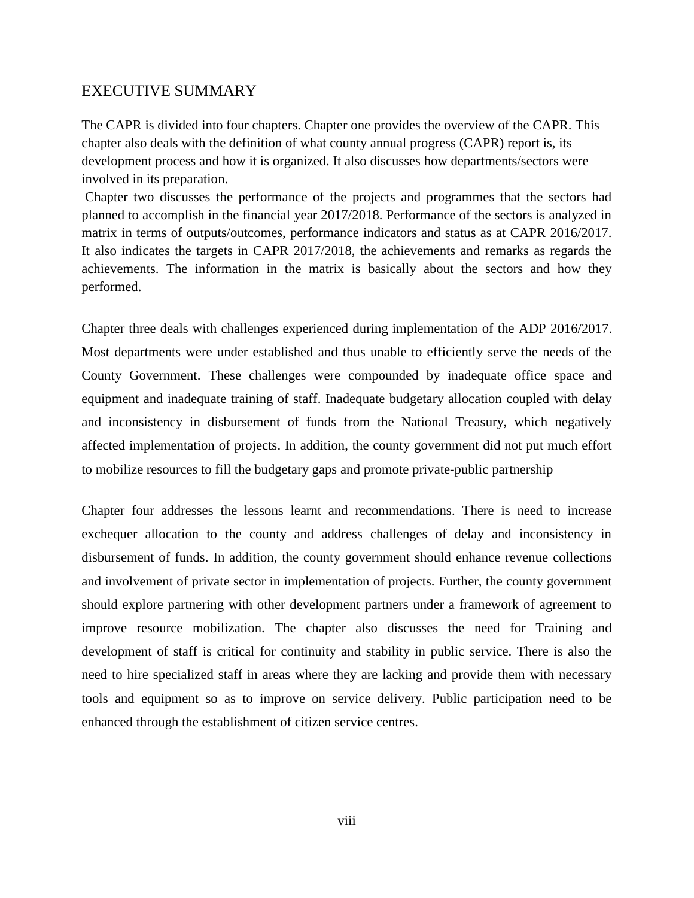# EXECUTIVE SUMMARY

The CAPR is divided into four chapters. Chapter one provides the overview of the CAPR. This chapter also deals with the definition of what county annual progress (CAPR) report is, its development process and how it is organized. It also discusses how departments/sectors were involved in its preparation.

Chapter two discusses the performance of the projects and programmes that the sectors had planned to accomplish in the financial year 2017/2018. Performance of the sectors is analyzed in matrix in terms of outputs/outcomes, performance indicators and status as at CAPR 2016/2017. It also indicates the targets in CAPR 2017/2018, the achievements and remarks as regards the achievements. The information in the matrix is basically about the sectors and how they performed.

Chapter three deals with challenges experienced during implementation of the ADP 2016/2017. Most departments were under established and thus unable to efficiently serve the needs of the County Government. These challenges were compounded by inadequate office space and equipment and inadequate training of staff. Inadequate budgetary allocation coupled with delay and inconsistency in disbursement of funds from the National Treasury, which negatively affected implementation of projects. In addition, the county government did not put much effort to mobilize resources to fill the budgetary gaps and promote private-public partnership

Chapter four addresses the lessons learnt and recommendations. There is need to increase exchequer allocation to the county and address challenges of delay and inconsistency in disbursement of funds. In addition, the county government should enhance revenue collections and involvement of private sector in implementation of projects. Further, the county government should explore partnering with other development partners under a framework of agreement to improve resource mobilization. The chapter also discusses the need for Training and development of staff is critical for continuity and stability in public service. There is also the need to hire specialized staff in areas where they are lacking and provide them with necessary tools and equipment so as to improve on service delivery. Public participation need to be enhanced through the establishment of citizen service centres.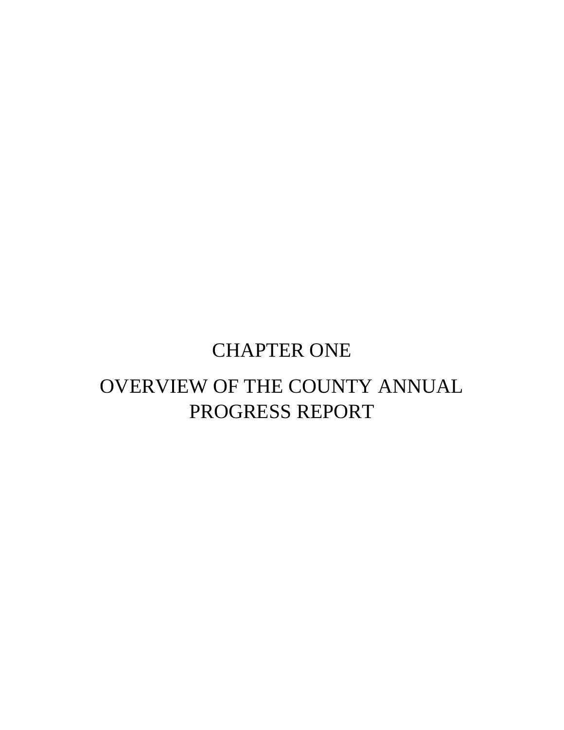# CHAPTER ONE

# OVERVIEW OF THE COUNTY ANNUAL PROGRESS REPORT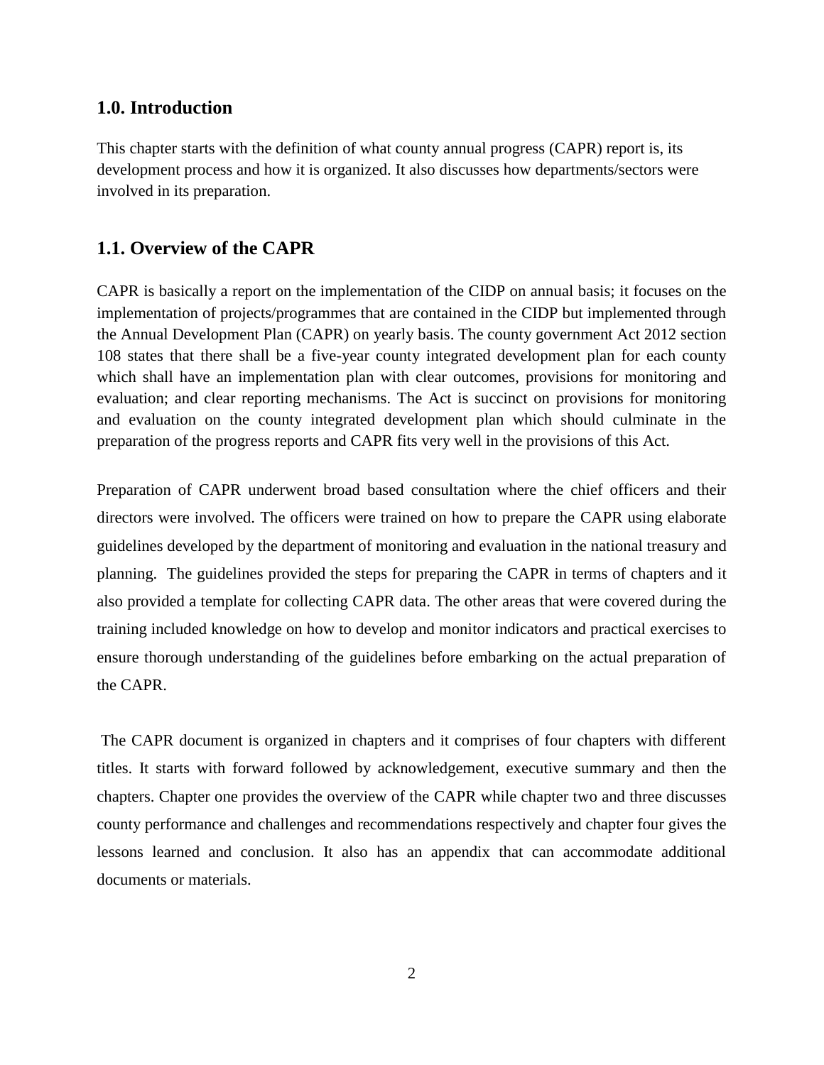## 1.0. Introduction

This chapter starts with the definition of what county annual progress (CAPR) report is, its development process and how it is organized. It also discusses how departments/sectors were involved in its preparation.

## 1.1. Overview of the CAPR

CAPR is basically a report on the implementation of the CIDP on annual basis; it focuses on the implementation of projects/programmes that are contained in the CIDP but implemented through the Annual Development Plan (CAPR) on yearly basis. The county government Act 2012 section 108 states that there shall be a five-year county integrated development plan for each county which shall have an implementation plan with clear outcomes, provisions for monitoring and evaluation; and clear reporting mechanisms. The Act is succinct on provisions for monitoring and evaluation on the county integrated development plan which should culminate in the preparation of the progress reports and CAPR fits very well in the provisions of this Act.

Preparation of CAPR underwent broad based consultation where the chief officers and their directors were involved. The officers were trained on how to prepare the CAPR using elaborate guidelines developed by the department of monitoring and evaluation in the national treasury and planning. The guidelines provided the steps for preparing the CAPR in terms of chapters and it also provided a template for collecting CAPR data. The other areas that were covered during the training included knowledge on how to develop and monitor indicators and practical exercises to ensure thorough understanding of the guidelines before embarking on the actual preparation of the CAPR.

The CAPR document is organized in chapters and it comprises of four chapters with different titles. It starts with forward followed by acknowledgement, executive summary and then the chapters. Chapter one provides the overview of the CAPR while chapter two and three discusses county performance and challenges and recommendations respectively and chapter four gives the lessons learned and conclusion. It also has an appendix that can accommodate additional documents or materials.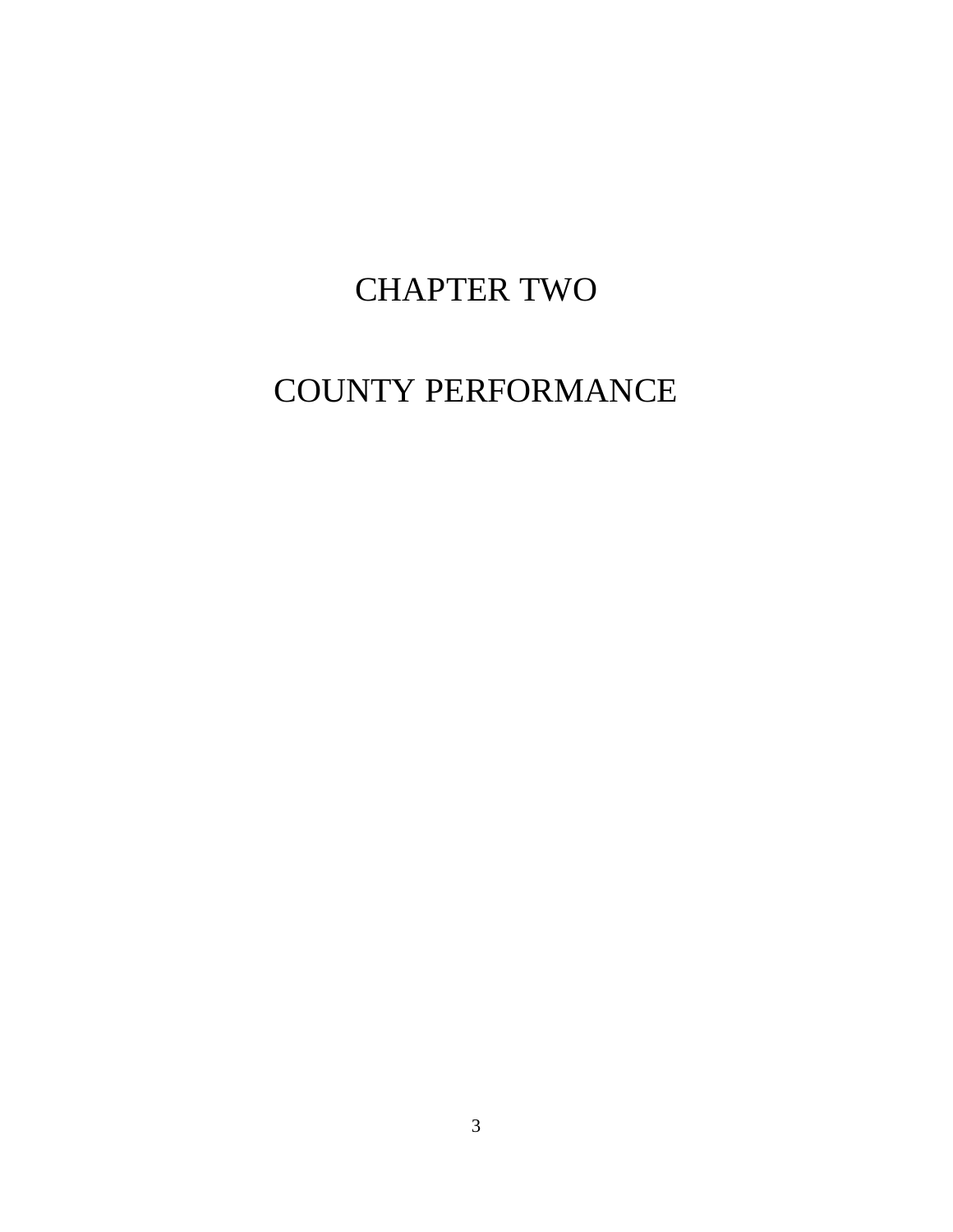# CHAPTER TWO

# COUNTY PERFORMANCE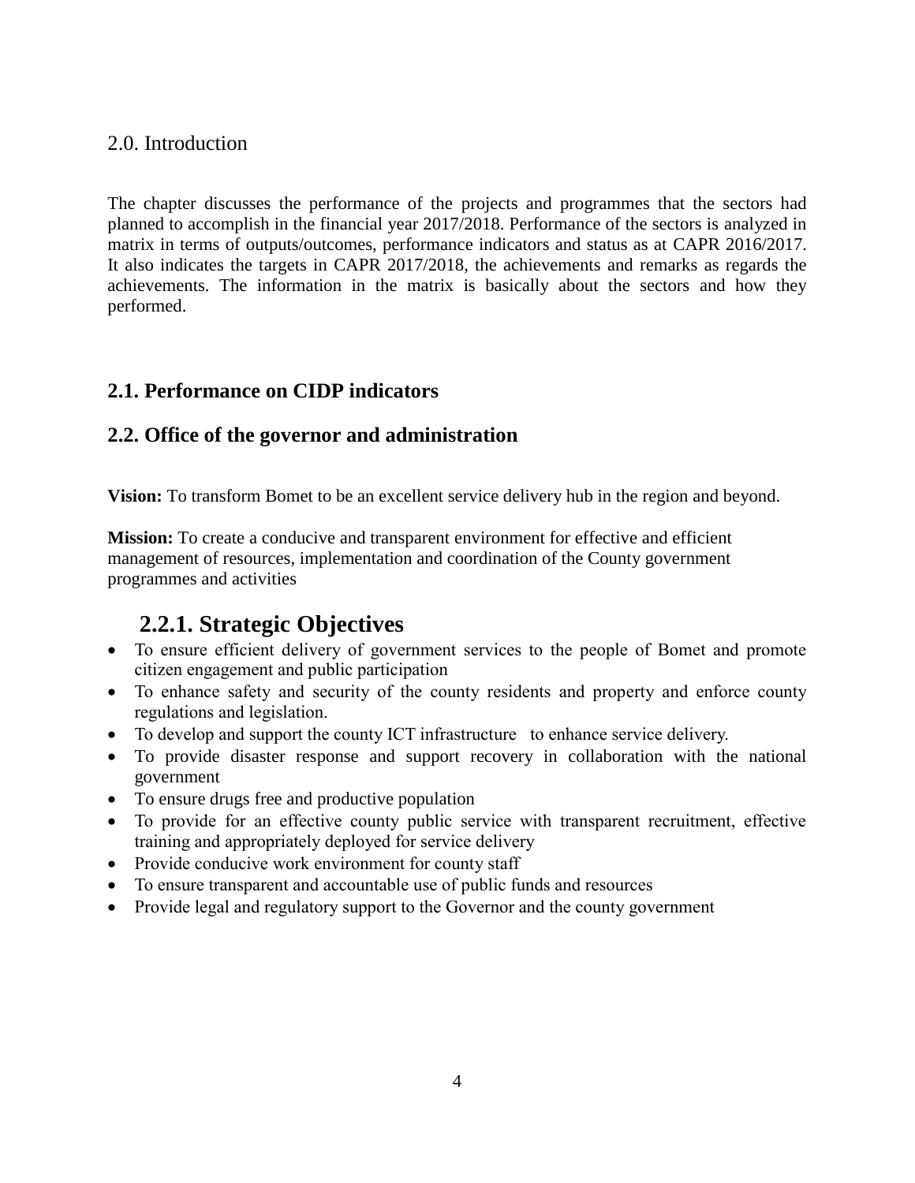## 2.0. Introduction

The chapter discusses the performance of the projects and programmes that the sectors had planned to accomplish in the financial year 2017/2018. Performance of the sectors is analyzed in matrix in terms of outputs/outcomes, performance indicators and status as at CAPR 2016/2017. It also indicates the targets in CAPR 2017/2018, the achievements and remarks as regards the achievements. The information in the matrix is basically about the sectors and how they performed.

## 2.1. Performance on CIDP indicators

## 2.2. Office of the governor and administration

**Vision:** To transform Bomet to be an excellent service delivery hub in the region and beyond.

**Mission:** To create a conducive and transparent environment for effective and efficient management of resources, implementation and coordination of the County government programmes and activities

### 2.2.1. Strategic Objectives

- To ensure efficient delivery of government services to the people of Bomet and promote citizen engagement and public participation
- To enhance safety and security of the county residents and property and enforce county regulations and legislation.
- To develop and support the county ICT infrastructure to enhance service delivery.
- To provide disaster response and support recovery in collaboration with the national government
- To ensure drugs free and productive population
- To provide for an effective county public service with transparent recruitment, effective training and appropriately deployed for service delivery
- Provide conducive work environment for county staff
- To ensure transparent and accountable use of public funds and resources
- Provide legal and regulatory support to the Governor and the county government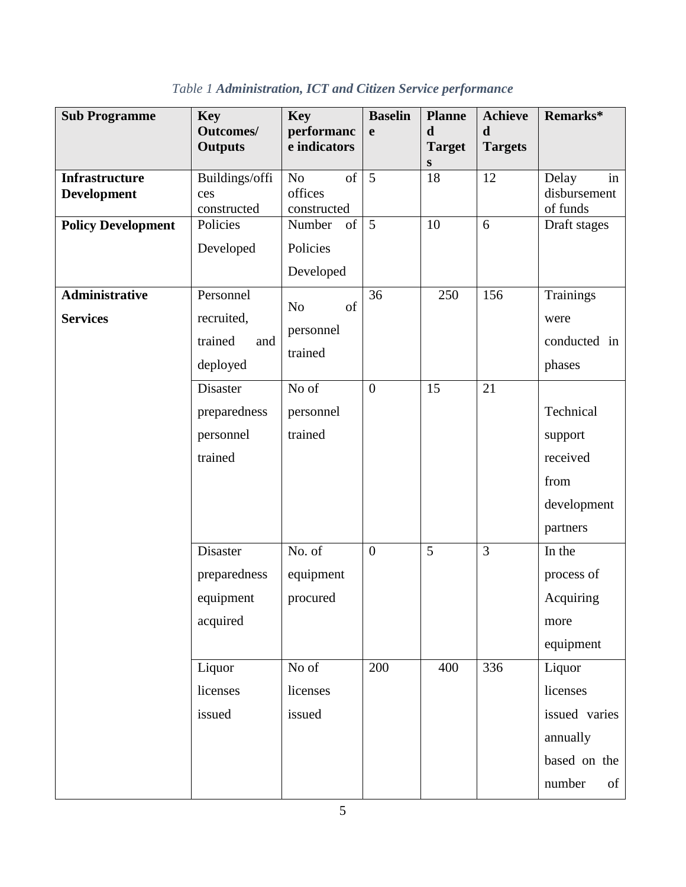*Table 1 **Administration, ICT and Citizen Service performance***

| Sub Programme | Key Outcomes/ Outputs | Key performance indicators | Baseline | Planned Targets | Achieved Targets | Remarks* |
|---|---|---|---|---|---|---|
| **Infrastructure Development** | Buildings/offices constructed | No of offices constructed | 5 | 18 | 12 | Delay in disbursement of funds |
| **Policy Development** | Policies Developed | Number of Policies Developed | 5 | 10 | 6 | Draft stages |
| **Administrative Services** | Personnel recruited, trained and deployed | No of personnel trained | 36 | 250 | 156 | Trainings were conducted in phases |
| | Disaster preparedness personnel trained | No of personnel trained | 0 | 15 | 21 | Technical support received from development partners |
| | Disaster preparedness equipment acquired | No. of equipment procured | 0 | 5 | 3 | In the process of Acquiring more equipment |
| | Liquor licenses issued | No of licenses issued | 200 | 400 | 336 | Liquor licenses issued varies annually based on the number of |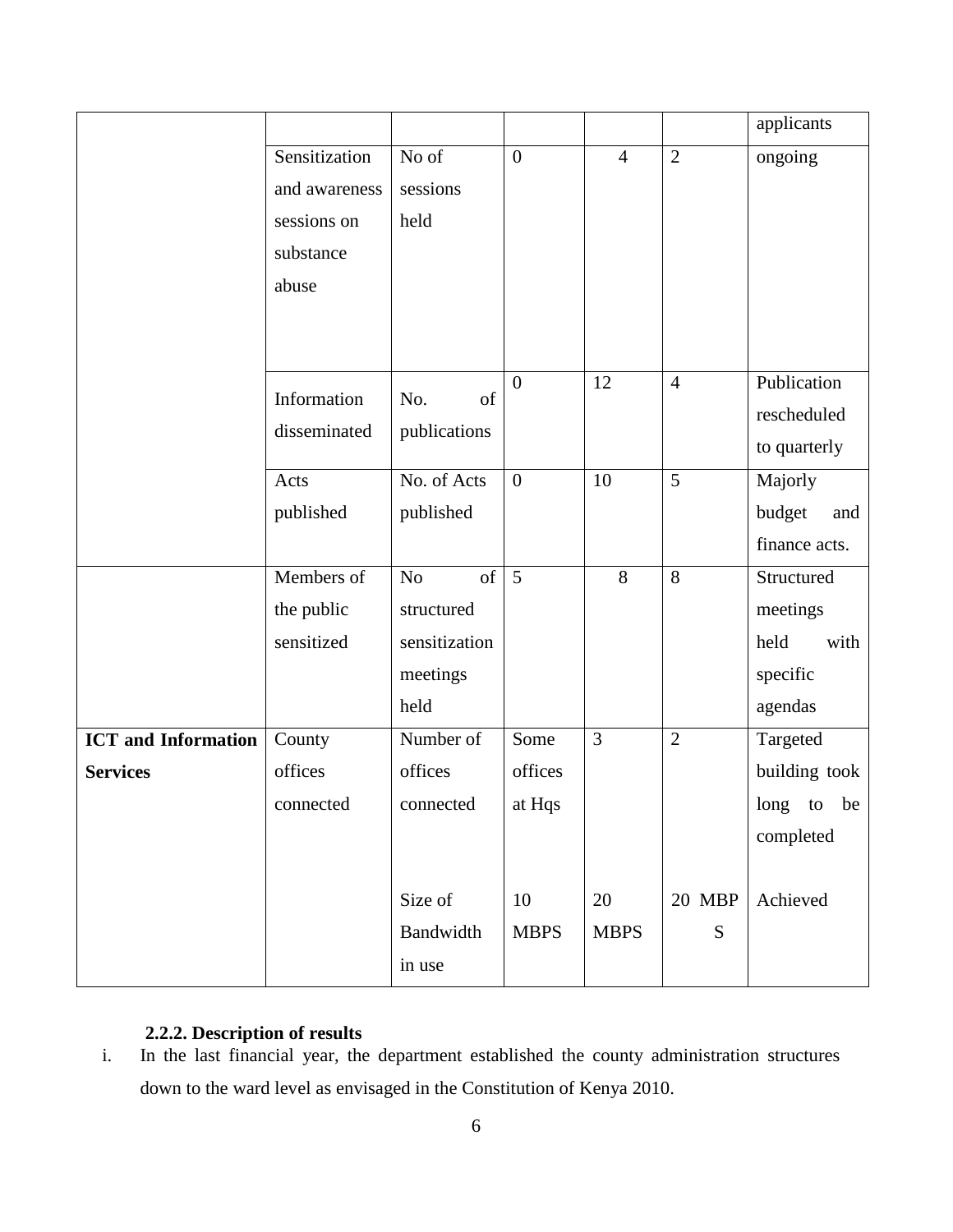|  |  |  |  |  |  | applicants |
|---|---|---|---|---|---|---|
|  | Sensitization and awareness sessions on substance abuse | No of sessions held | 0 | 4 | 2 | ongoing |
|  | Information disseminated | No. of publications | 0 | 12 | 4 | Publication rescheduled to quarterly |
|  | Acts published | No. of Acts published | 0 | 10 | 5 | Majorly budget and finance acts. |
|  | Members of the public sensitized | No of structured sensitization meetings held | 5 | 8 | 8 | Structured meetings held with specific agendas |
| **ICT and Information Services** | County offices connected | Number of offices connected | Some offices at Hqs | 3 | 2 | Targeted building took long to be completed |
|  |  | Size of Bandwidth in use | 10 MBPS | 20 MBPS | 20 MBPS | Achieved |

### 2.2.2. Description of results

i. In the last financial year, the department established the county administration structures down to the ward level as envisaged in the Constitution of Kenya 2010.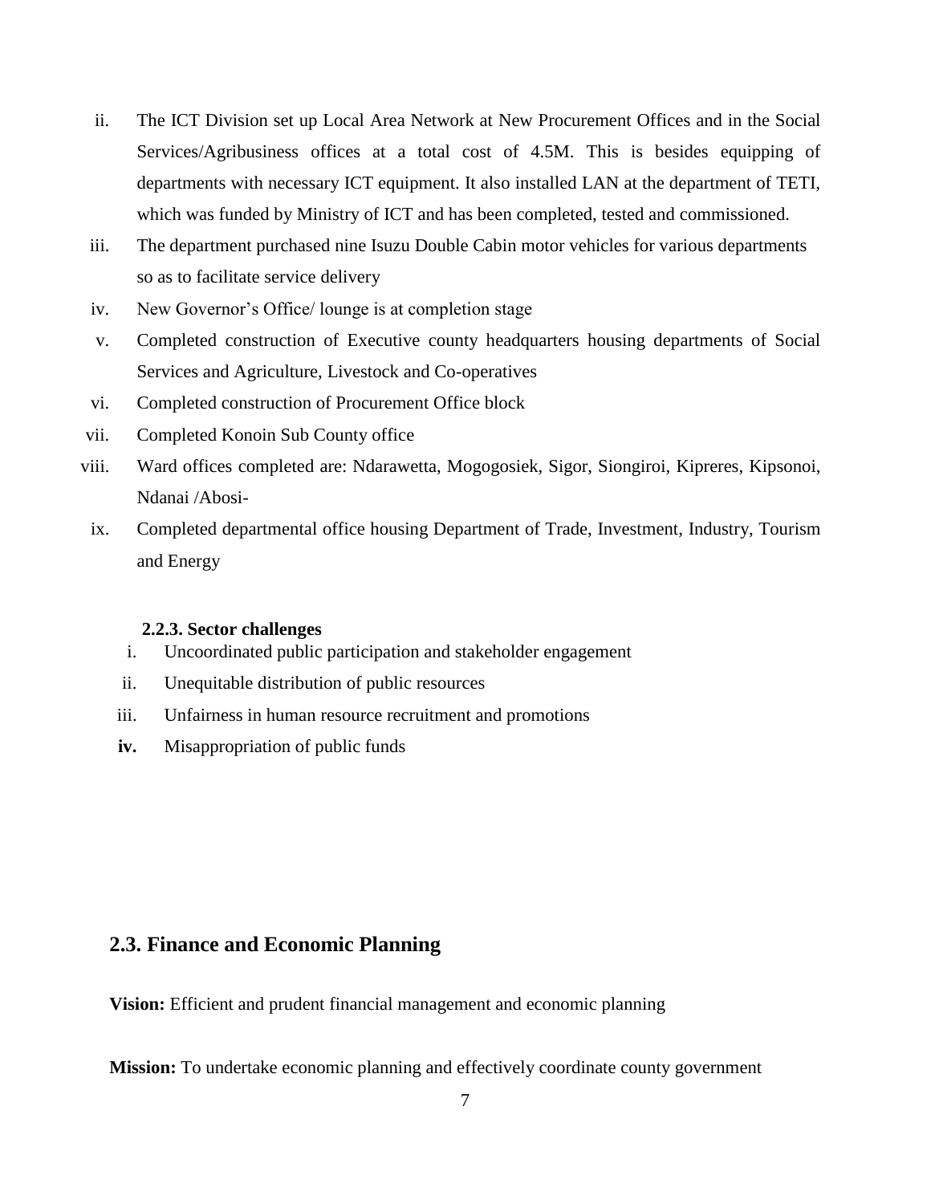ii. The ICT Division set up Local Area Network at New Procurement Offices and in the Social Services/Agribusiness offices at a total cost of 4.5M. This is besides equipping of departments with necessary ICT equipment. It also installed LAN at the department of TETI, which was funded by Ministry of ICT and has been completed, tested and commissioned.

iii. The department purchased nine Isuzu Double Cabin motor vehicles for various departments so as to facilitate service delivery

iv. New Governor's Office/ lounge is at completion stage

v. Completed construction of Executive county headquarters housing departments of Social Services and Agriculture, Livestock and Co-operatives

vi. Completed construction of Procurement Office block

vii. Completed Konoin Sub County office

viii. Ward offices completed are: Ndarawetta, Mogogosiek, Sigor, Siongiroi, Kipreres, Kipsonoi, Ndanai /Abosi-

ix. Completed departmental office housing Department of Trade, Investment, Industry, Tourism and Energy

#### 2.2.3. Sector challenges

i. Uncoordinated public participation and stakeholder engagement

ii. Unequitable distribution of public resources

iii. Unfairness in human resource recruitment and promotions

**iv.** Misappropriation of public funds

## 2.3. Finance and Economic Planning

**Vision:** Efficient and prudent financial management and economic planning

**Mission:** To undertake economic planning and effectively coordinate county government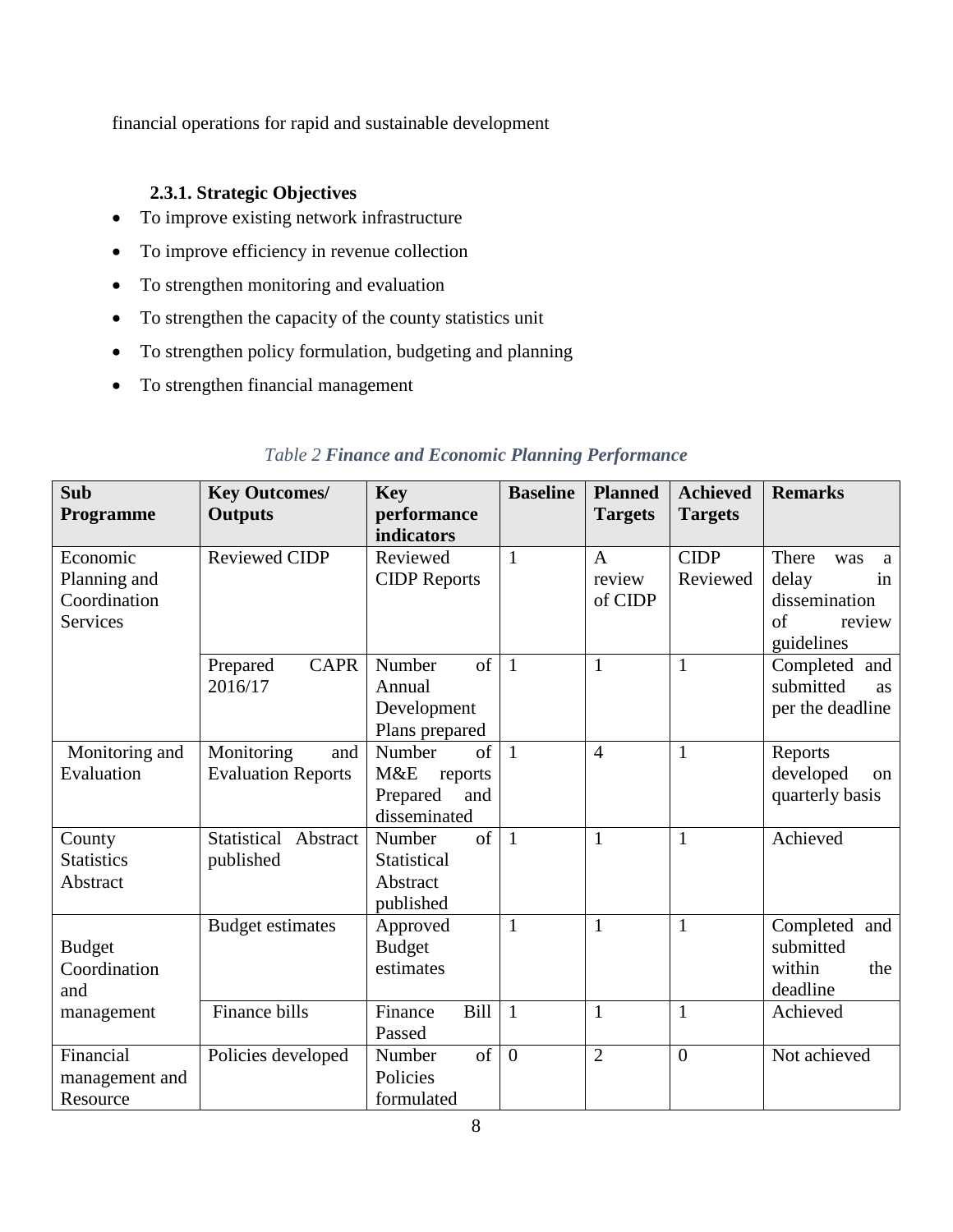financial operations for rapid and sustainable development

### 2.3.1. Strategic Objectives

- To improve existing network infrastructure
- To improve efficiency in revenue collection
- To strengthen monitoring and evaluation
- To strengthen the capacity of the county statistics unit
- To strengthen policy formulation, budgeting and planning
- To strengthen financial management

*Table 2* ***Finance and Economic Planning Performance***

| Sub Programme | Key Outcomes/ Outputs | Key performance indicators | Baseline | Planned Targets | Achieved Targets | Remarks |
|---|---|---|---|---|---|---|
| Economic Planning and Coordination Services | Reviewed CIDP | Reviewed CIDP Reports | 1 | A review of CIDP | CIDP Reviewed | There was a delay in dissemination of review guidelines |
| | Prepared CAPR 2016/17 | Number of Annual Development Plans prepared | 1 | 1 | 1 | Completed and submitted as per the deadline |
| Monitoring and Evaluation | Monitoring and Evaluation Reports | Number of M&E reports Prepared and disseminated | 1 | 4 | 1 | Reports developed on quarterly basis |
| County Statistics Abstract | Statistical Abstract published | Number of Statistical Abstract published | 1 | 1 | 1 | Achieved |
| Budget Coordination and management | Budget estimates | Approved Budget estimates | 1 | 1 | 1 | Completed and submitted within the deadline |
| | Finance bills | Finance Bill Passed | 1 | 1 | 1 | Achieved |
| Financial management and Resource | Policies developed | Number of Policies formulated | 0 | 2 | 0 | Not achieved |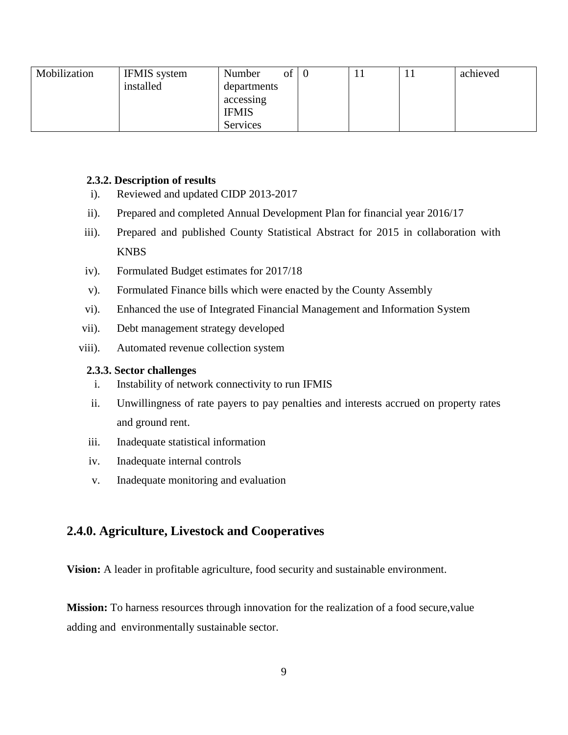| Mobilization | IFMIS system installed | Number of departments accessing IFMIS Services | 0 | 11 | 11 | achieved |
|---|---|---|---|---|---|---|

#### 2.3.2. Description of results

i). Reviewed and updated CIDP 2013-2017

ii). Prepared and completed Annual Development Plan for financial year 2016/17

iii). Prepared and published County Statistical Abstract for 2015 in collaboration with KNBS

iv). Formulated Budget estimates for 2017/18

v). Formulated Finance bills which were enacted by the County Assembly

vi). Enhanced the use of Integrated Financial Management and Information System

vii). Debt management strategy developed

viii). Automated revenue collection system

#### 2.3.3. Sector challenges

i. Instability of network connectivity to run IFMIS

ii. Unwillingness of rate payers to pay penalties and interests accrued on property rates and ground rent.

iii. Inadequate statistical information

iv. Inadequate internal controls

v. Inadequate monitoring and evaluation

## 2.4.0. Agriculture, Livestock and Cooperatives

**Vision:** A leader in profitable agriculture, food security and sustainable environment.

**Mission:** To harness resources through innovation for the realization of a food secure,value adding and environmentally sustainable sector.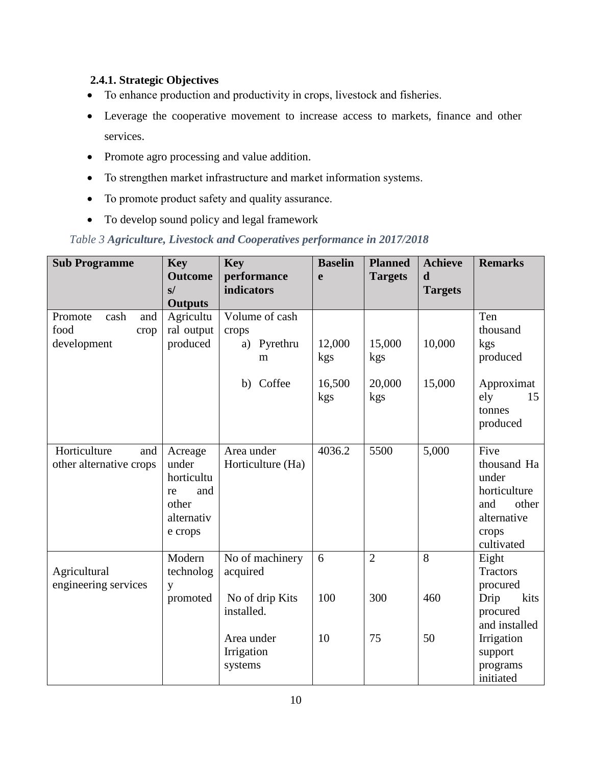### 2.4.1. Strategic Objectives

- To enhance production and productivity in crops, livestock and fisheries.
- Leverage the cooperative movement to increase access to markets, finance and other services.
- Promote agro processing and value addition.
- To strengthen market infrastructure and market information systems.
- To promote product safety and quality assurance.
- To develop sound policy and legal framework

*Table 3 **Agriculture, Livestock and Cooperatives performance in 2017/2018***

| Sub Programme | Key Outcomes/ Outputs | Key performance indicators | Baseline | Planned Targets | Achieved Targets | Remarks |
|---|---|---|---|---|---|---|
| Promote cash and food crop development | Agricultural output produced | Volume of cash crops<br>a) Pyrethrum<br>b) Coffee | <br>12,000 kgs<br>16,500 kgs | <br>15,000 kgs<br>20,000 kgs | <br>10,000<br>15,000 | Ten thousand kgs produced<br>Approximately 15 tonnes produced |
| Horticulture and other alternative crops | Acreage under horticulture and other alternative crops | Area under Horticulture (Ha) | 4036.2 | 5500 | 5,000 | Five thousand Ha under horticulture and other alternative crops cultivated |
| Agricultural engineering services | Modern technology promoted | No of machinery acquired<br>No of drip Kits installed.<br>Area under Irrigation systems | 6<br>100<br>10 | 2<br>300<br>75 | 8<br>460<br>50 | Eight Tractors procured<br>Drip kits procured and installed<br>Irrigation support programs initiated |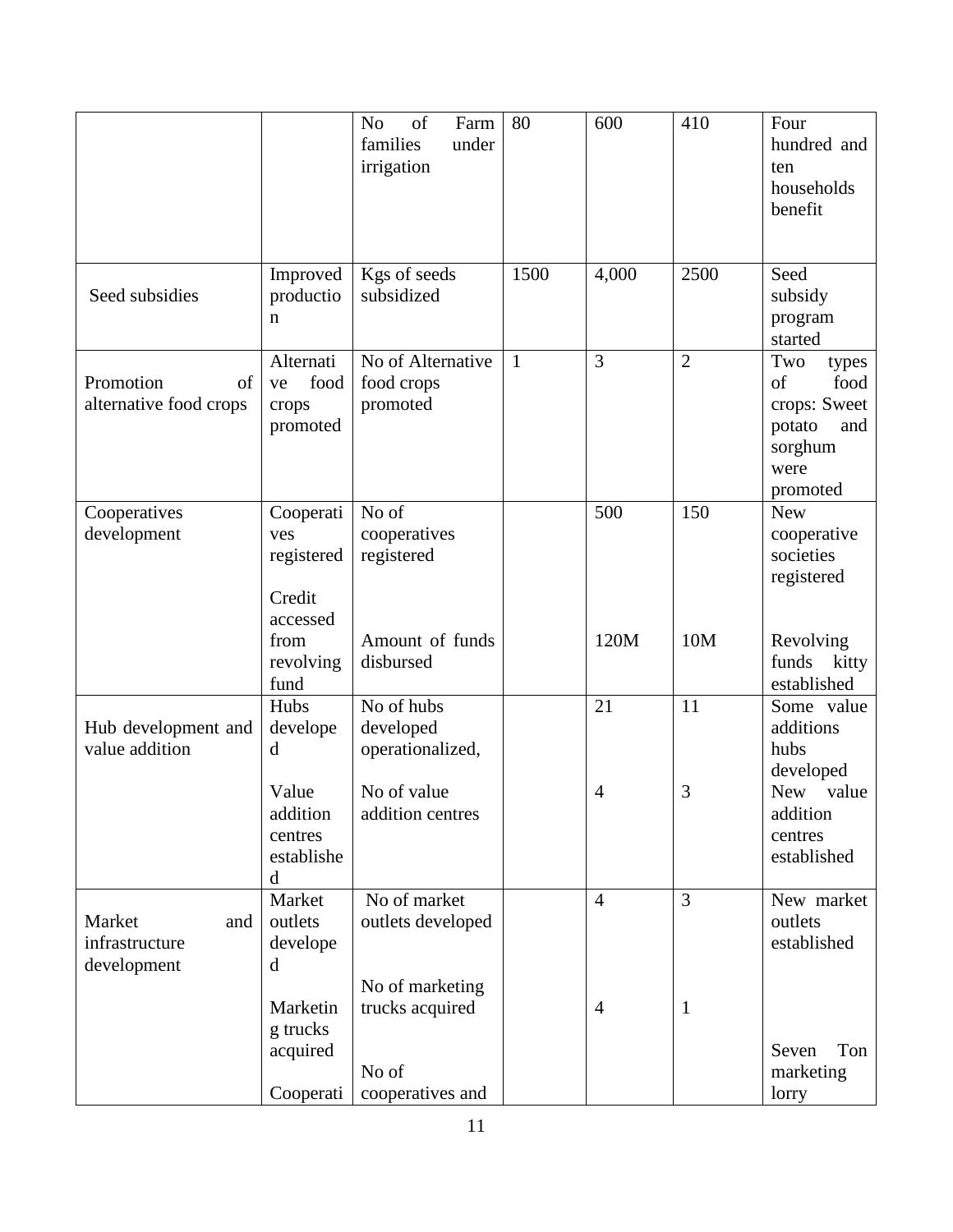|  |  | No of Farm families under irrigation | 80 | 600 | 410 | Four hundred and ten households benefit |
|---|---|---|---|---|---|---|
| Seed subsidies | Improved production | Kgs of seeds subsidized | 1500 | 4,000 | 2500 | Seed subsidy program started |
| Promotion of alternative food crops | Alternative food crops promoted | No of Alternative food crops promoted | 1 | 3 | 2 | Two types of food crops: Sweet potato and sorghum were promoted |
| Cooperatives development | Cooperatives registered | No of cooperatives registered |  | 500 | 150 | New cooperative societies registered |
|  | Credit accessed from revolving fund | Amount of funds disbursed |  | 120M | 10M | Revolving funds kitty established |
| Hub development and value addition | Hubs developed | No of hubs developed operationalized, |  | 21 | 11 | Some value additions hubs developed |
|  | Value addition centres established | No of value addition centres |  | 4 | 3 | New value addition centres established |
| Market and infrastructure development | Market outlets developed | No of market outlets developed |  | 4 | 3 | New market outlets established |
|  | Marketing trucks acquired | No of marketing trucks acquired |  | 4 | 1 | Seven Ton marketing lorry |
|  | Cooperati | No of cooperatives and |  |  |  |  |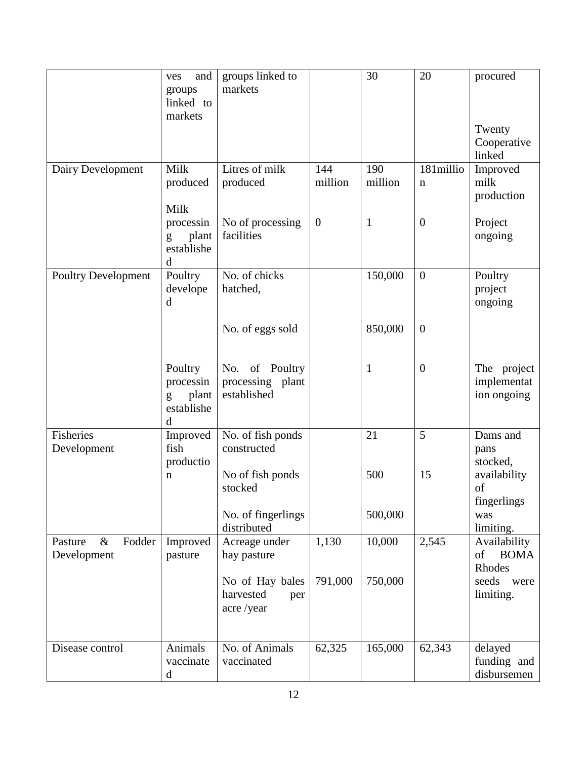| | ves and groups linked to markets | groups linked to markets | | 30 | 20 | procured<br><br>Twenty Cooperative linked |
|---|---|---|---|---|---|---|
| Dairy Development | Milk produced<br><br>Milk processing plant established | Litres of milk produced<br><br>No of processing facilities | 144 million<br><br>0 | 190 million<br><br>1 | 181million<br><br>0 | Improved milk production<br><br>Project ongoing |
| Poultry Development | Poultry developed<br><br>Poultry processing plant established | No. of chicks hatched,<br><br>No. of eggs sold<br><br>No. of Poultry processing plant established | | 150,000<br><br>850,000<br><br>1 | 0<br><br>0<br><br>0 | Poultry project ongoing<br><br>The project implementation ongoing |
| Fisheries Development | Improved fish production | No. of fish ponds constructed<br><br>No of fish ponds stocked<br><br>No. of fingerlings distributed | | 21<br><br>500<br><br>500,000 | 5<br><br>15 | Dams and pans stocked, availability of fingerlings was limiting. |
| Pasture & Fodder Development | Improved pasture | Acreage under hay pasture<br><br>No of Hay bales harvested per acre /year | 1,130<br><br>791,000 | 10,000<br><br>750,000 | 2,545 | Availability of BOMA Rhodes seeds were limiting. |
| Disease control | Animals vaccinated | No. of Animals vaccinated | 62,325 | 165,000 | 62,343 | delayed funding and disbursemen |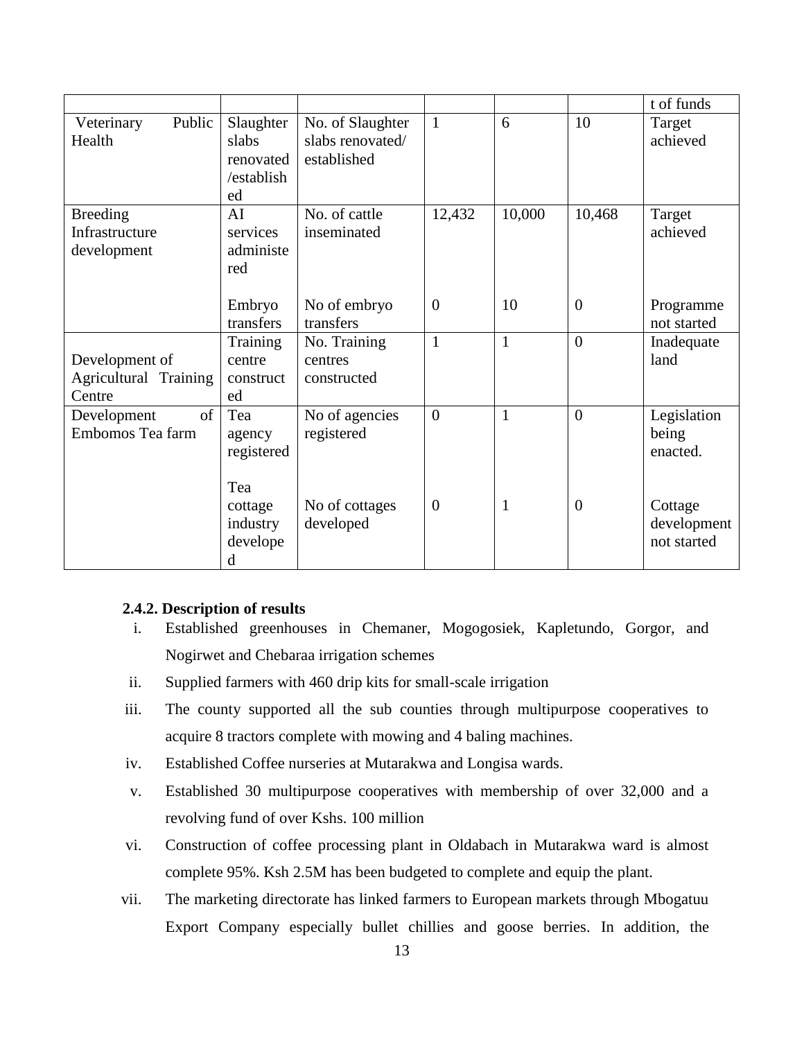| | | | | | | t of funds |
|---|---|---|---|---|---|---|
| Veterinary Public Health | Slaughter slabs renovated /established | No. of Slaughter slabs renovated/ established | 1 | 6 | 10 | Target achieved |
| Breeding Infrastructure development | AI services administered | No. of cattle inseminated | 12,432 | 10,000 | 10,468 | Target achieved |
| | Embryo transfers | No of embryo transfers | 0 | 10 | 0 | Programme not started |
| Development of Agricultural Training Centre | Training centre constructed | No. Training centres constructed | 1 | 1 | 0 | Inadequate land |
| Development of Embomos Tea farm | Tea agency registered | No of agencies registered | 0 | 1 | 0 | Legislation being enacted. |
| | Tea cottage industry developed | No of cottages developed | 0 | 1 | 0 | Cottage development not started |

### 2.4.2. Description of results

i. Established greenhouses in Chemaner, Mogogosiek, Kapletundo, Gorgor, and Nogirwet and Chebaraa irrigation schemes

ii. Supplied farmers with 460 drip kits for small-scale irrigation

iii. The county supported all the sub counties through multipurpose cooperatives to acquire 8 tractors complete with mowing and 4 baling machines.

iv. Established Coffee nurseries at Mutarakwa and Longisa wards.

v. Established 30 multipurpose cooperatives with membership of over 32,000 and a revolving fund of over Kshs. 100 million

vi. Construction of coffee processing plant in Oldabach in Mutarakwa ward is almost complete 95%. Ksh 2.5M has been budgeted to complete and equip the plant.

vii. The marketing directorate has linked farmers to European markets through Mbogatuu Export Company especially bullet chillies and goose berries. In addition, the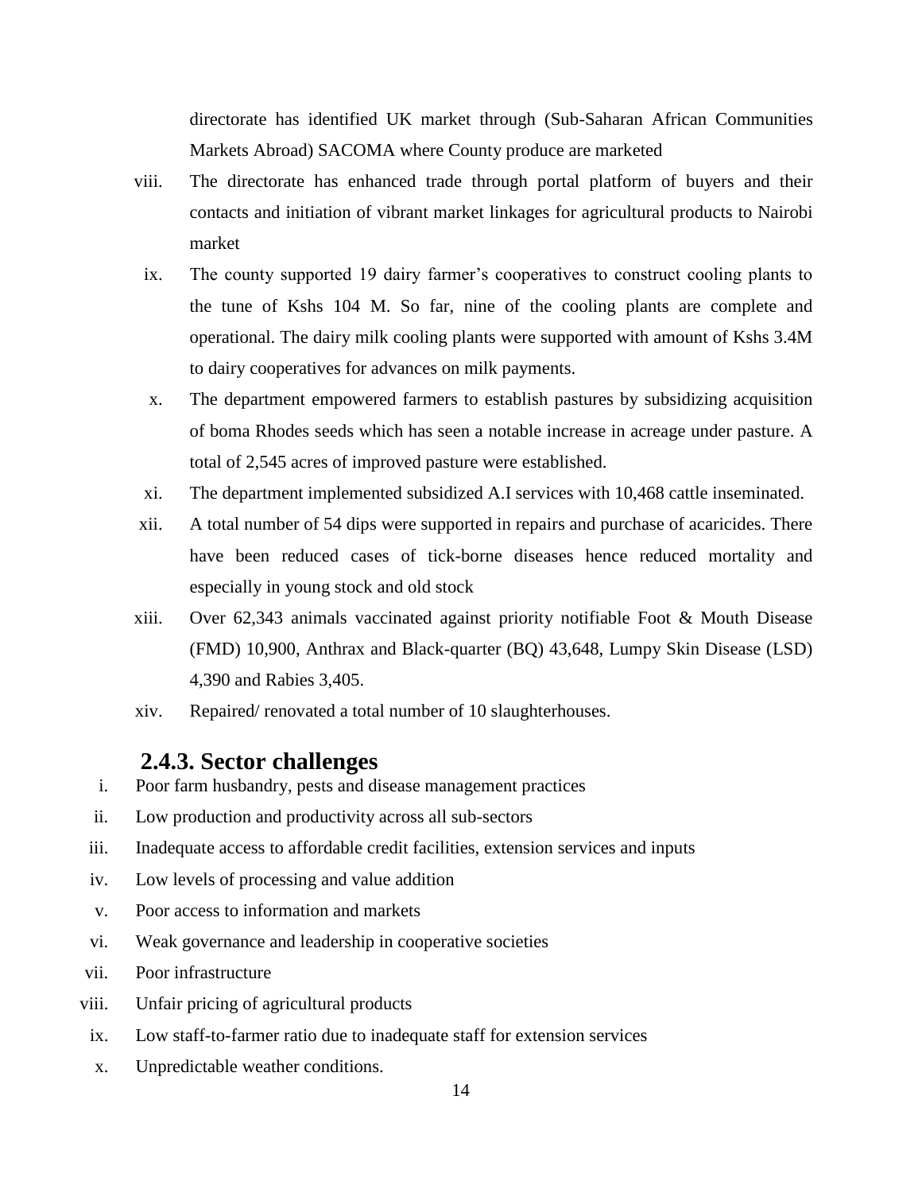directorate has identified UK market through (Sub-Saharan African Communities Markets Abroad) SACOMA where County produce are marketed

viii. The directorate has enhanced trade through portal platform of buyers and their contacts and initiation of vibrant market linkages for agricultural products to Nairobi market

ix. The county supported 19 dairy farmer's cooperatives to construct cooling plants to the tune of Kshs 104 M. So far, nine of the cooling plants are complete and operational. The dairy milk cooling plants were supported with amount of Kshs 3.4M to dairy cooperatives for advances on milk payments.

x. The department empowered farmers to establish pastures by subsidizing acquisition of boma Rhodes seeds which has seen a notable increase in acreage under pasture. A total of 2,545 acres of improved pasture were established.

xi. The department implemented subsidized A.I services with 10,468 cattle inseminated.

xii. A total number of 54 dips were supported in repairs and purchase of acaricides. There have been reduced cases of tick-borne diseases hence reduced mortality and especially in young stock and old stock

xiii. Over 62,343 animals vaccinated against priority notifiable Foot & Mouth Disease (FMD) 10,900, Anthrax and Black-quarter (BQ) 43,648, Lumpy Skin Disease (LSD) 4,390 and Rabies 3,405.

xiv. Repaired/ renovated a total number of 10 slaughterhouses.

### 2.4.3. Sector challenges

i. Poor farm husbandry, pests and disease management practices

ii. Low production and productivity across all sub-sectors

iii. Inadequate access to affordable credit facilities, extension services and inputs

iv. Low levels of processing and value addition

v. Poor access to information and markets

vi. Weak governance and leadership in cooperative societies

vii. Poor infrastructure

viii. Unfair pricing of agricultural products

ix. Low staff-to-farmer ratio due to inadequate staff for extension services

x. Unpredictable weather conditions.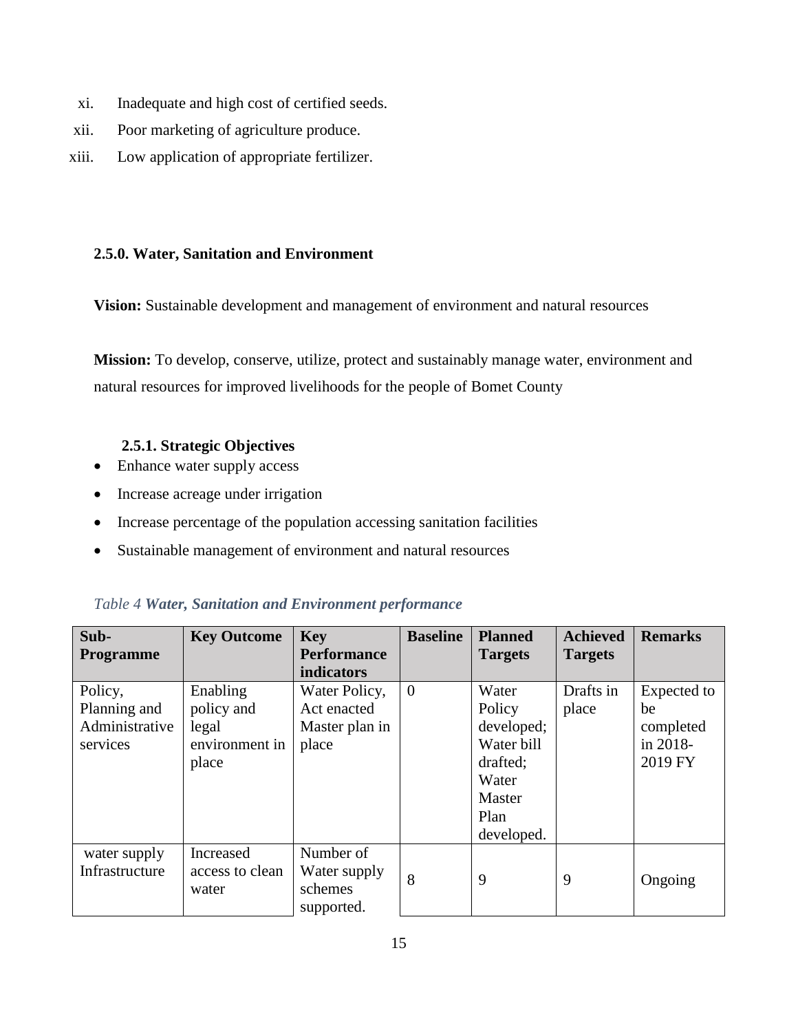xi. Inadequate and high cost of certified seeds.
xii. Poor marketing of agriculture produce.
xiii. Low application of appropriate fertilizer.

### 2.5.0. Water, Sanitation and Environment

**Vision:** Sustainable development and management of environment and natural resources

**Mission:** To develop, conserve, utilize, protect and sustainably manage water, environment and natural resources for improved livelihoods for the people of Bomet County

#### 2.5.1. Strategic Objectives

- Enhance water supply access
- Increase acreage under irrigation
- Increase percentage of the population accessing sanitation facilities
- Sustainable management of environment and natural resources

*Table 4* ***Water, Sanitation and Environment performance***

| Sub-Programme | Key Outcome | Key Performance indicators | Baseline | Planned Targets | Achieved Targets | Remarks |
|---|---|---|---|---|---|---|
| Policy, Planning and Administrative services | Enabling policy and legal environment in place | Water Policy, Act enacted Master plan in place | 0 | Water Policy developed; Water bill drafted; Water Master Plan developed. | Drafts in place | Expected to be completed in 2018-2019 FY |
| water supply Infrastructure | Increased access to clean water | Number of Water supply schemes supported. | 8 | 9 | 9 | Ongoing |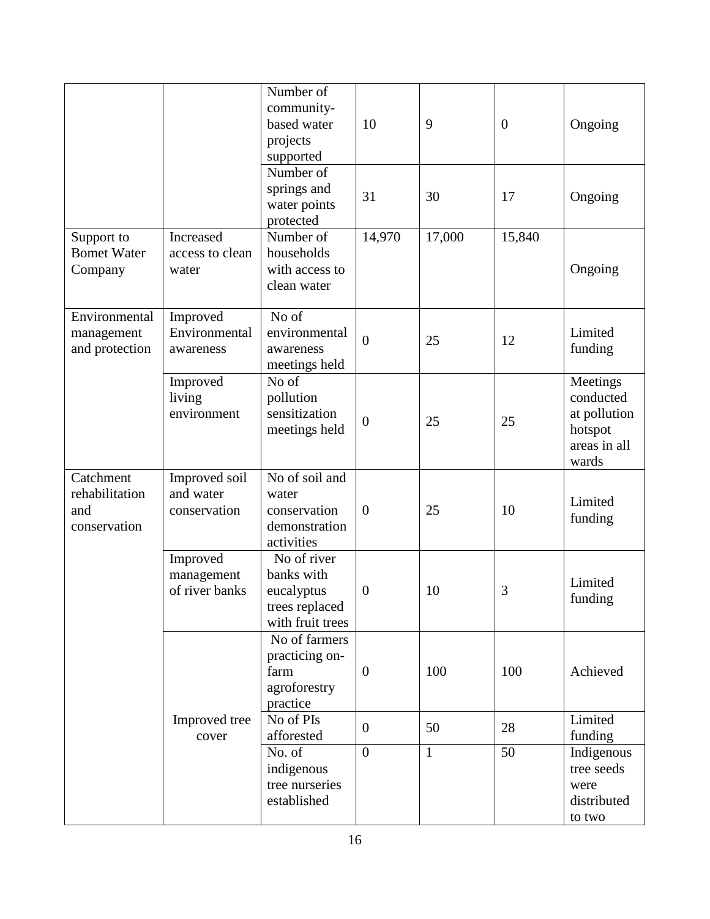| | | | | | | |
|---|---|---|---|---|---|---|
| | | Number of community-based water projects supported | 10 | 9 | 0 | Ongoing |
| | | Number of springs and water points protected | 31 | 30 | 17 | Ongoing |
| Support to Bomet Water Company | Increased access to clean water | Number of households with access to clean water | 14,970 | 17,000 | 15,840 | Ongoing |
| Environmental management and protection | Improved Environmental awareness | No of environmental awareness meetings held | 0 | 25 | 12 | Limited funding |
| | Improved living environment | No of pollution sensitization meetings held | 0 | 25 | 25 | Meetings conducted at pollution hotspot areas in all wards |
| Catchment rehabilitation and conservation | Improved soil and water conservation | No of soil and water conservation demonstration activities | 0 | 25 | 10 | Limited funding |
| | Improved management of river banks | No of river banks with eucalyptus trees replaced with fruit trees | 0 | 10 | 3 | Limited funding |
| | Improved tree cover | No of farmers practicing on-farm agroforestry practice | 0 | 100 | 100 | Achieved |
| | | No of PIs afforested | 0 | 50 | 28 | Limited funding |
| | | No. of indigenous tree nurseries established | 0 | 1 | 50 | Indigenous tree seeds were distributed to two |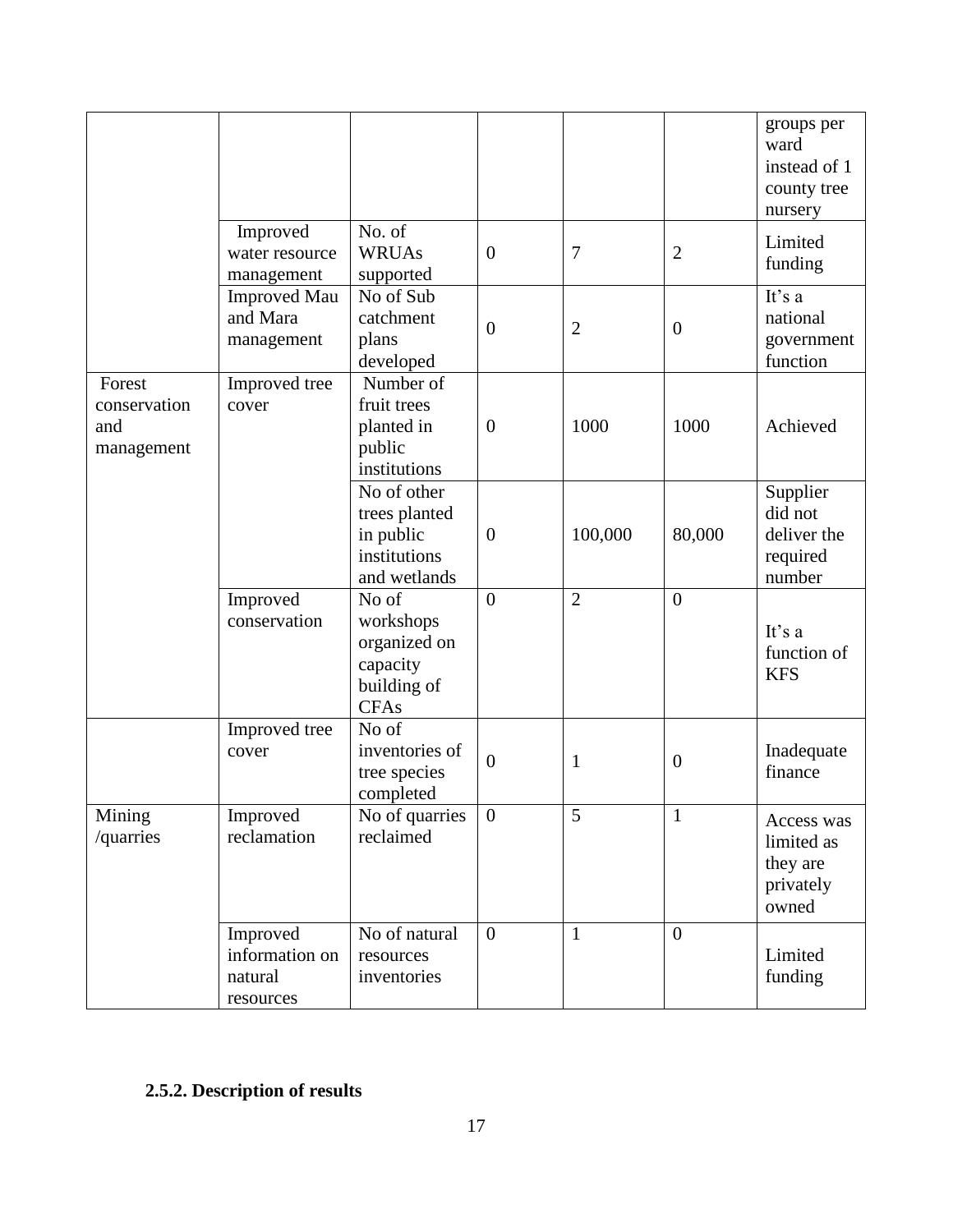| | | | | | | groups per ward instead of 1 county tree nursery |
|---|---|---|---|---|---|---|
| | Improved water resource management | No. of WRUAs supported | 0 | 7 | 2 | Limited funding |
| | Improved Mau and Mara management | No of Sub catchment plans developed | 0 | 2 | 0 | It's a national government function |
| Forest conservation and management | Improved tree cover | Number of fruit trees planted in public institutions | 0 | 1000 | 1000 | Achieved |
| | | No of other trees planted in public institutions and wetlands | 0 | 100,000 | 80,000 | Supplier did not deliver the required number |
| | Improved conservation | No of workshops organized on capacity building of CFAs | 0 | 2 | 0 | It's a function of KFS |
| | Improved tree cover | No of inventories of tree species completed | 0 | 1 | 0 | Inadequate finance |
| Mining /quarries | Improved reclamation | No of quarries reclaimed | 0 | 5 | 1 | Access was limited as they are privately owned |
| | Improved information on natural resources | No of natural resources inventories | 0 | 1 | 0 | Limited funding |

**2.5.2. Description of results**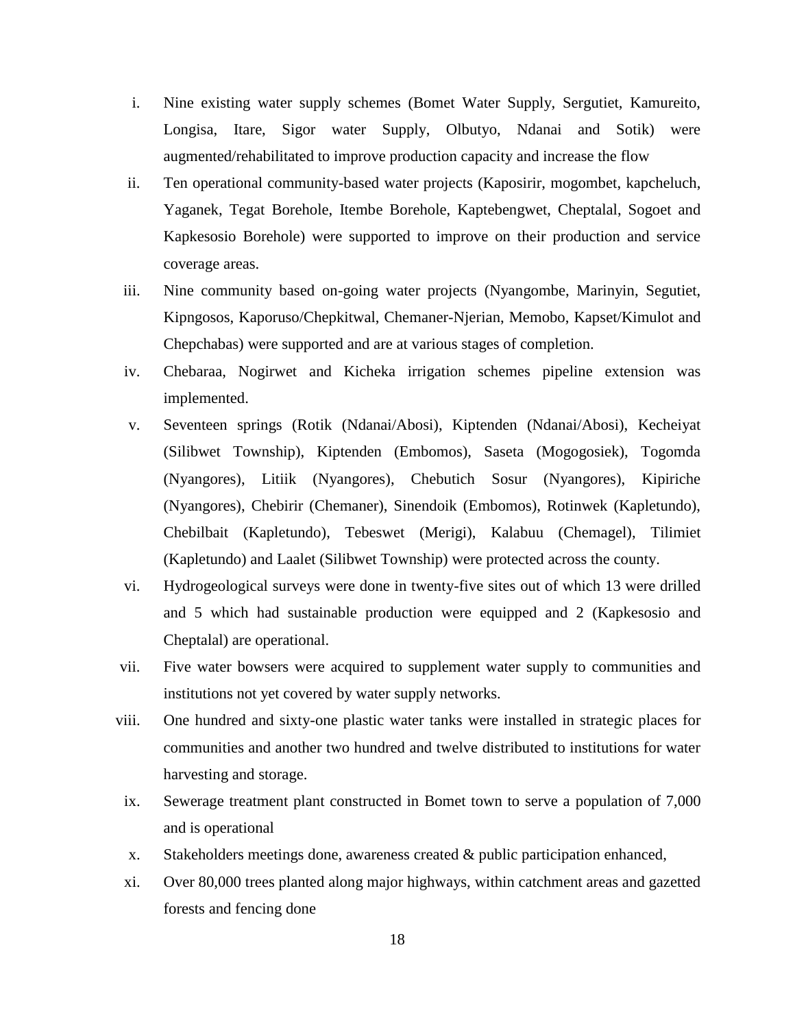i. Nine existing water supply schemes (Bomet Water Supply, Sergutiet, Kamureito, Longisa, Itare, Sigor water Supply, Olbutyo, Ndanai and Sotik) were augmented/rehabilitated to improve production capacity and increase the flow

ii. Ten operational community-based water projects (Kaposirir, mogombet, kapcheluch, Yaganek, Tegat Borehole, Itembe Borehole, Kaptebengwet, Cheptalal, Sogoet and Kapkesosio Borehole) were supported to improve on their production and service coverage areas.

iii. Nine community based on-going water projects (Nyangombe, Marinyin, Segutiet, Kipngosos, Kaporuso/Chepkitwal, Chemaner-Njerian, Memobo, Kapset/Kimulot and Chepchabas) were supported and are at various stages of completion.

iv. Chebaraa, Nogirwet and Kicheka irrigation schemes pipeline extension was implemented.

v. Seventeen springs (Rotik (Ndanai/Abosi), Kiptenden (Ndanai/Abosi), Kecheiyat (Silibwet Township), Kiptenden (Embomos), Saseta (Mogogosiek), Togomda (Nyangores), Litiik (Nyangores), Chebutich Sosur (Nyangores), Kipiriche (Nyangores), Chebirir (Chemaner), Sinendoik (Embomos), Rotinwek (Kapletundo), Chebilbait (Kapletundo), Tebeswet (Merigi), Kalabuu (Chemagel), Tilimiet (Kapletundo) and Laalet (Silibwet Township) were protected across the county.

vi. Hydrogeological surveys were done in twenty-five sites out of which 13 were drilled and 5 which had sustainable production were equipped and 2 (Kapkesosio and Cheptalal) are operational.

vii. Five water bowsers were acquired to supplement water supply to communities and institutions not yet covered by water supply networks.

viii. One hundred and sixty-one plastic water tanks were installed in strategic places for communities and another two hundred and twelve distributed to institutions for water harvesting and storage.

ix. Sewerage treatment plant constructed in Bomet town to serve a population of 7,000 and is operational

x. Stakeholders meetings done, awareness created & public participation enhanced,

xi. Over 80,000 trees planted along major highways, within catchment areas and gazetted forests and fencing done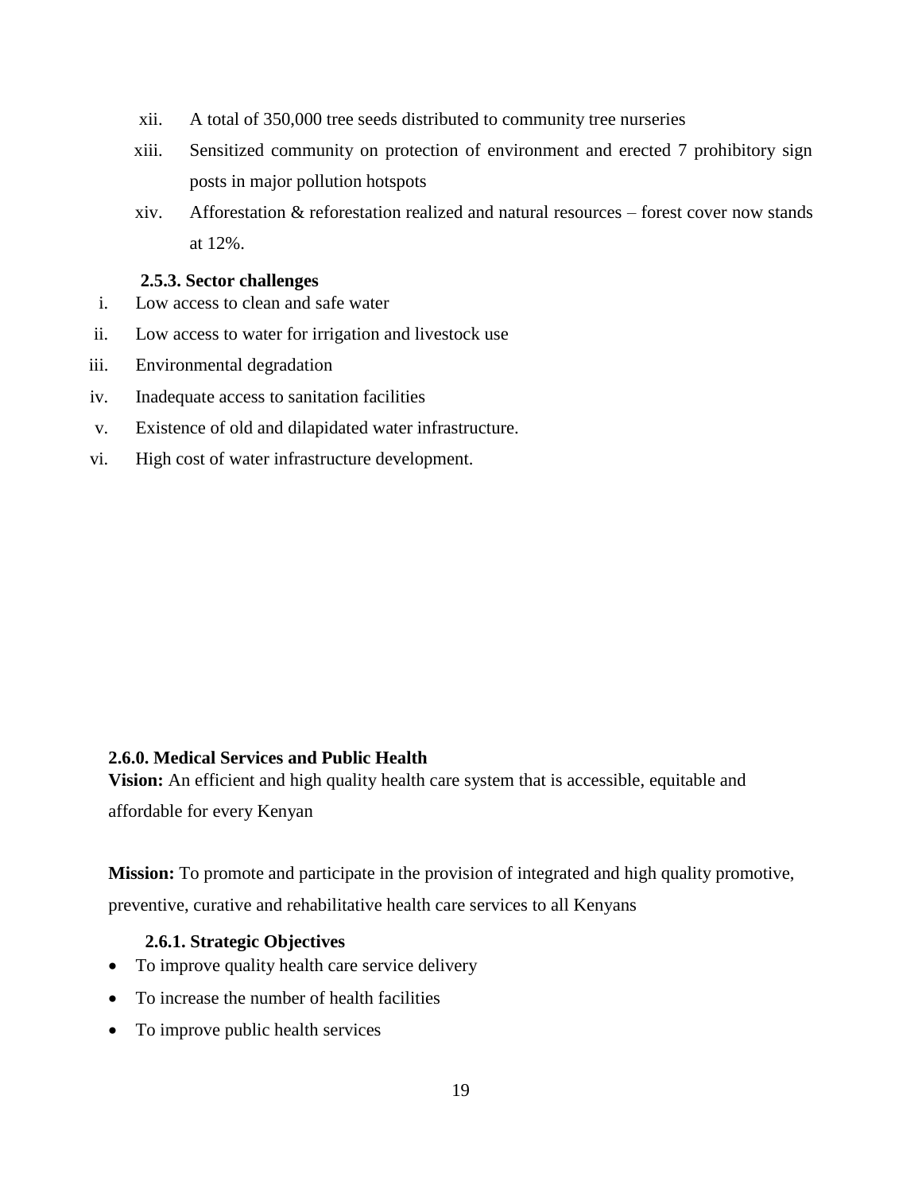xii. A total of 350,000 tree seeds distributed to community tree nurseries

xiii. Sensitized community on protection of environment and erected 7 prohibitory sign posts in major pollution hotspots

xiv. Afforestation & reforestation realized and natural resources – forest cover now stands at 12%.

### 2.5.3. Sector challenges

i. Low access to clean and safe water

ii. Low access to water for irrigation and livestock use

iii. Environmental degradation

iv. Inadequate access to sanitation facilities

v. Existence of old and dilapidated water infrastructure.

vi. High cost of water infrastructure development.

## 2.6.0. Medical Services and Public Health

**Vision:** An efficient and high quality health care system that is accessible, equitable and affordable for every Kenyan

**Mission:** To promote and participate in the provision of integrated and high quality promotive, preventive, curative and rehabilitative health care services to all Kenyans

### 2.6.1. Strategic Objectives

- To improve quality health care service delivery
- To increase the number of health facilities
- To improve public health services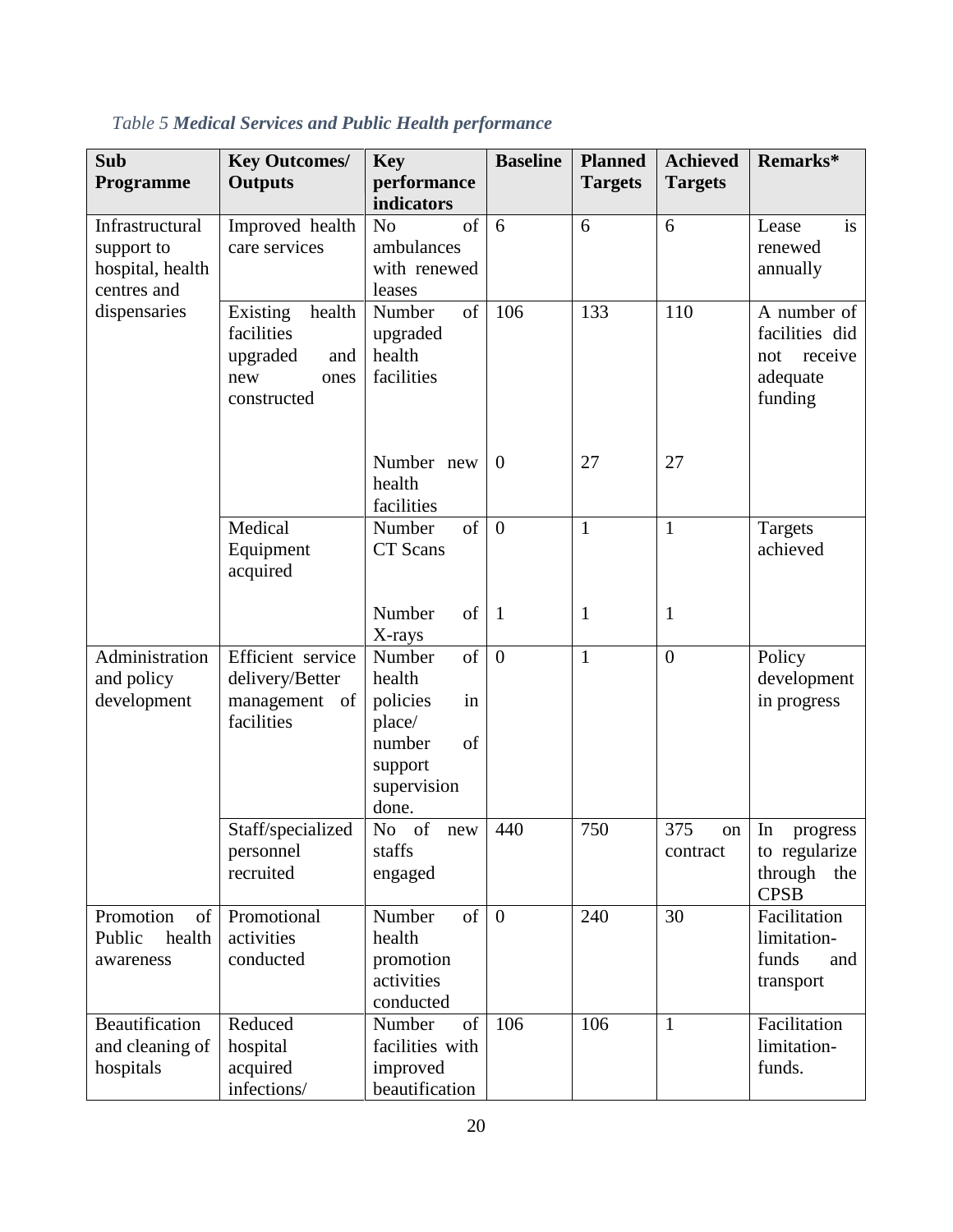*Table 5* ***Medical Services and Public Health performance***

| Sub Programme | Key Outcomes/ Outputs | Key performance indicators | Baseline | Planned Targets | Achieved Targets | Remarks* |
|---|---|---|---|---|---|---|
| Infrastructural support to hospital, health centres and dispensaries | Improved health care services | No of ambulances with renewed leases | 6 | 6 | 6 | Lease is renewed annually |
| | Existing health facilities upgraded and new ones constructed | Number of upgraded health facilities | 106 | 133 | 110 | A number of facilities did not receive adequate funding |
| | | Number new health facilities | 0 | 27 | 27 | |
| | Medical Equipment acquired | Number of CT Scans | 0 | 1 | 1 | Targets achieved |
| | | Number of X-rays | 1 | 1 | 1 | |
| Administration and policy development | Efficient service delivery/Better management of facilities | Number of health policies in place/ number of support supervision done. | 0 | 1 | 0 | Policy development in progress |
| | Staff/specialized personnel recruited | No of new staffs engaged | 440 | 750 | 375 on contract | In progress to regularize through the CPSB |
| Promotion of Public health awareness | Promotional activities conducted | Number of health promotion activities conducted | 0 | 240 | 30 | Facilitation limitation- funds and transport |
| Beautification and cleaning of hospitals | Reduced hospital acquired infections/ | Number of facilities with improved beautification | 106 | 106 | 1 | Facilitation limitation- funds. |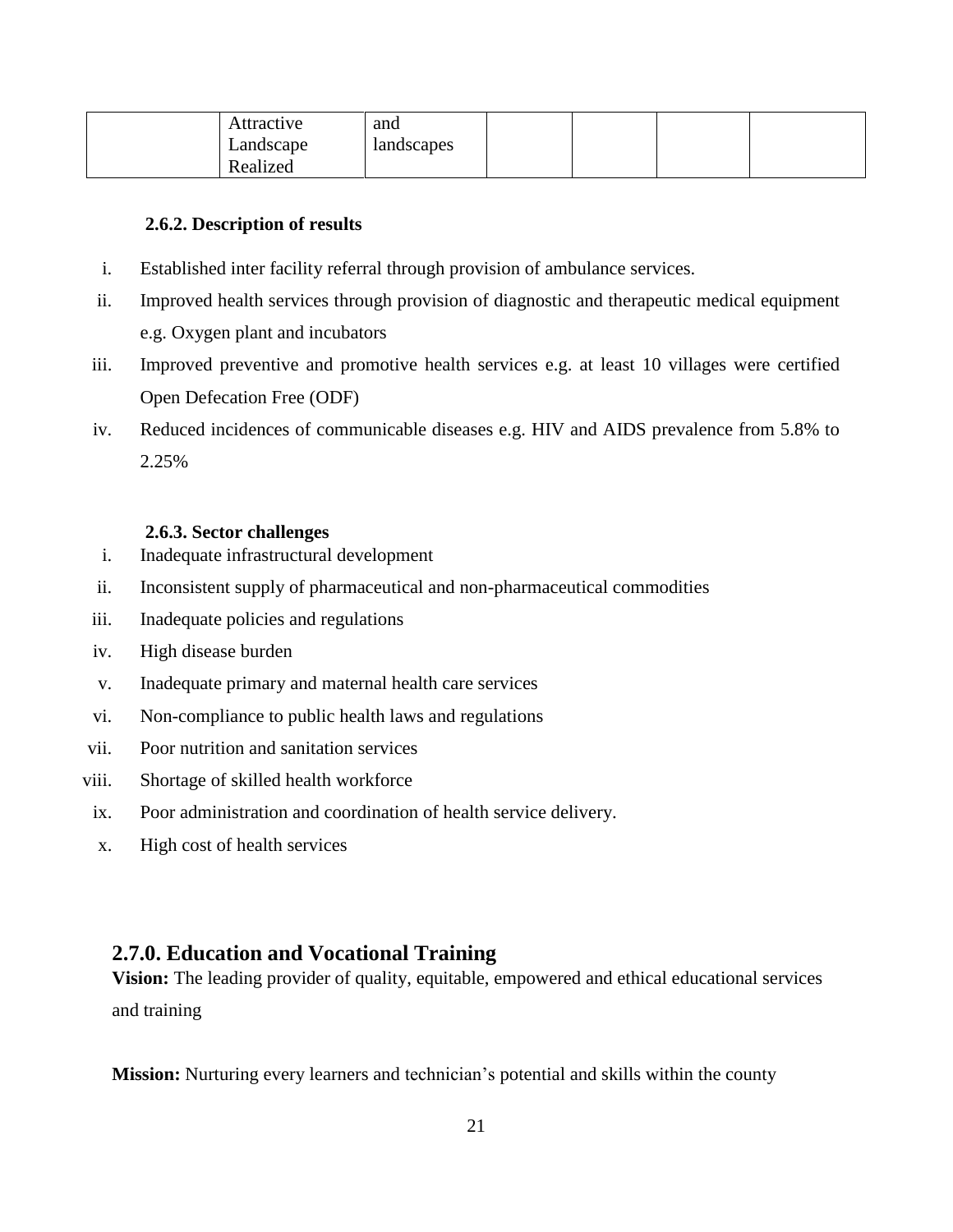|  | Attractive Landscape Realized | and landscapes |  |  |  |  |
|---|---|---|---|---|---|---|

#### 2.6.2. Description of results

i. Established inter facility referral through provision of ambulance services.
ii. Improved health services through provision of diagnostic and therapeutic medical equipment e.g. Oxygen plant and incubators
iii. Improved preventive and promotive health services e.g. at least 10 villages were certified Open Defecation Free (ODF)
iv. Reduced incidences of communicable diseases e.g. HIV and AIDS prevalence from 5.8% to 2.25%

#### 2.6.3. Sector challenges

i. Inadequate infrastructural development
ii. Inconsistent supply of pharmaceutical and non-pharmaceutical commodities
iii. Inadequate policies and regulations
iv. High disease burden
v. Inadequate primary and maternal health care services
vi. Non-compliance to public health laws and regulations
vii. Poor nutrition and sanitation services
viii. Shortage of skilled health workforce
ix. Poor administration and coordination of health service delivery.
x. High cost of health services

### 2.7.0. Education and Vocational Training

**Vision:** The leading provider of quality, equitable, empowered and ethical educational services and training

**Mission:** Nurturing every learners and technician's potential and skills within the county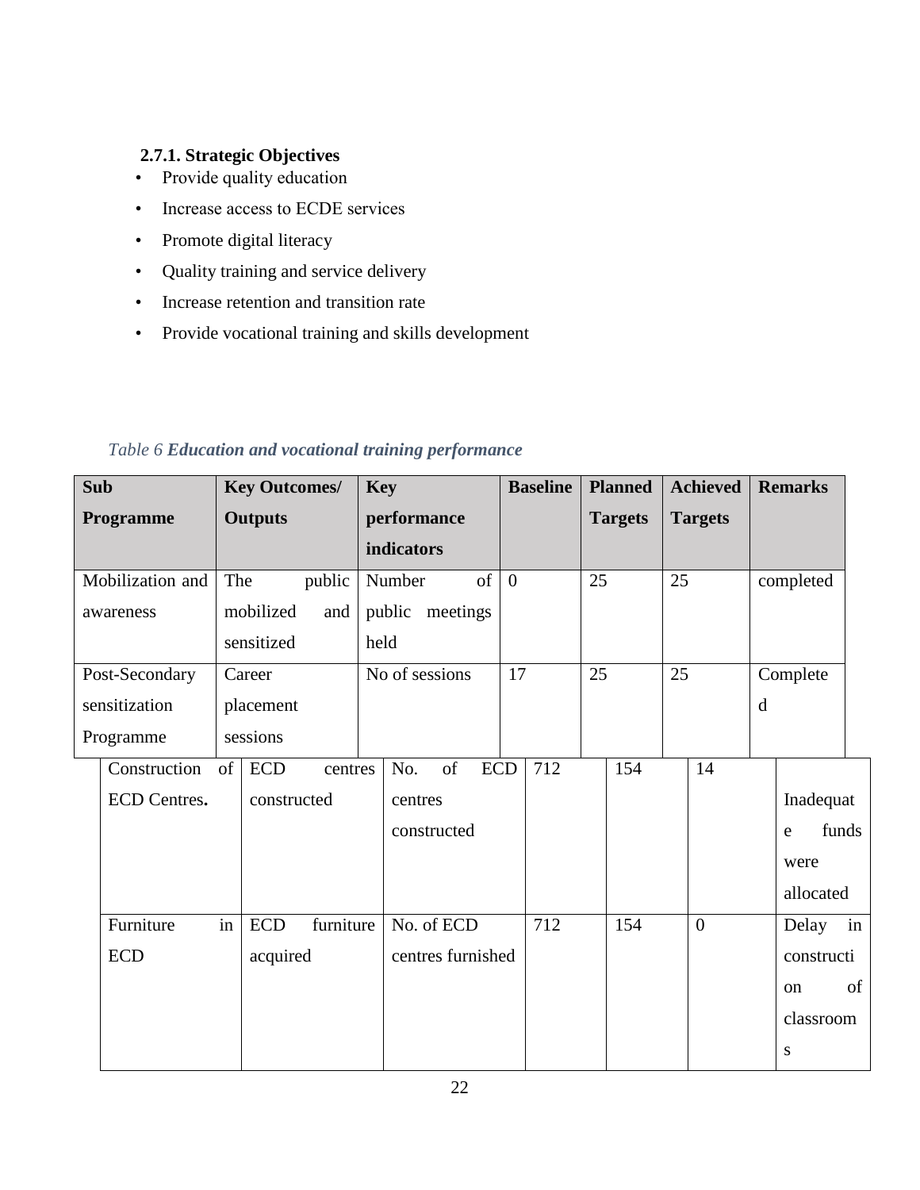### 2.7.1. Strategic Objectives

- Provide quality education
- Increase access to ECDE services
- Promote digital literacy
- Quality training and service delivery
- Increase retention and transition rate
- Provide vocational training and skills development

*Table 6* ***Education and vocational training performance***

| Sub Programme | Key Outcomes/ Outputs | Key performance indicators | Baseline | Planned Targets | Achieved Targets | Remarks |
|---|---|---|---|---|---|---|
| Mobilization and awareness | The public mobilized and sensitized | Number of public meetings held | 0 | 25 | 25 | completed |
| Post-Secondary sensitization Programme | Career placement sessions | No of sessions | 17 | 25 | 25 | Completed |
| Construction of ECD Centres**.** | ECD centres constructed | No. of ECD centres constructed | 712 | 154 | 14 | Inadequate funds were allocated |
| Furniture in ECD | ECD furniture acquired | No. of ECD centres furnished | 712 | 154 | 0 | Delay in construction of classrooms |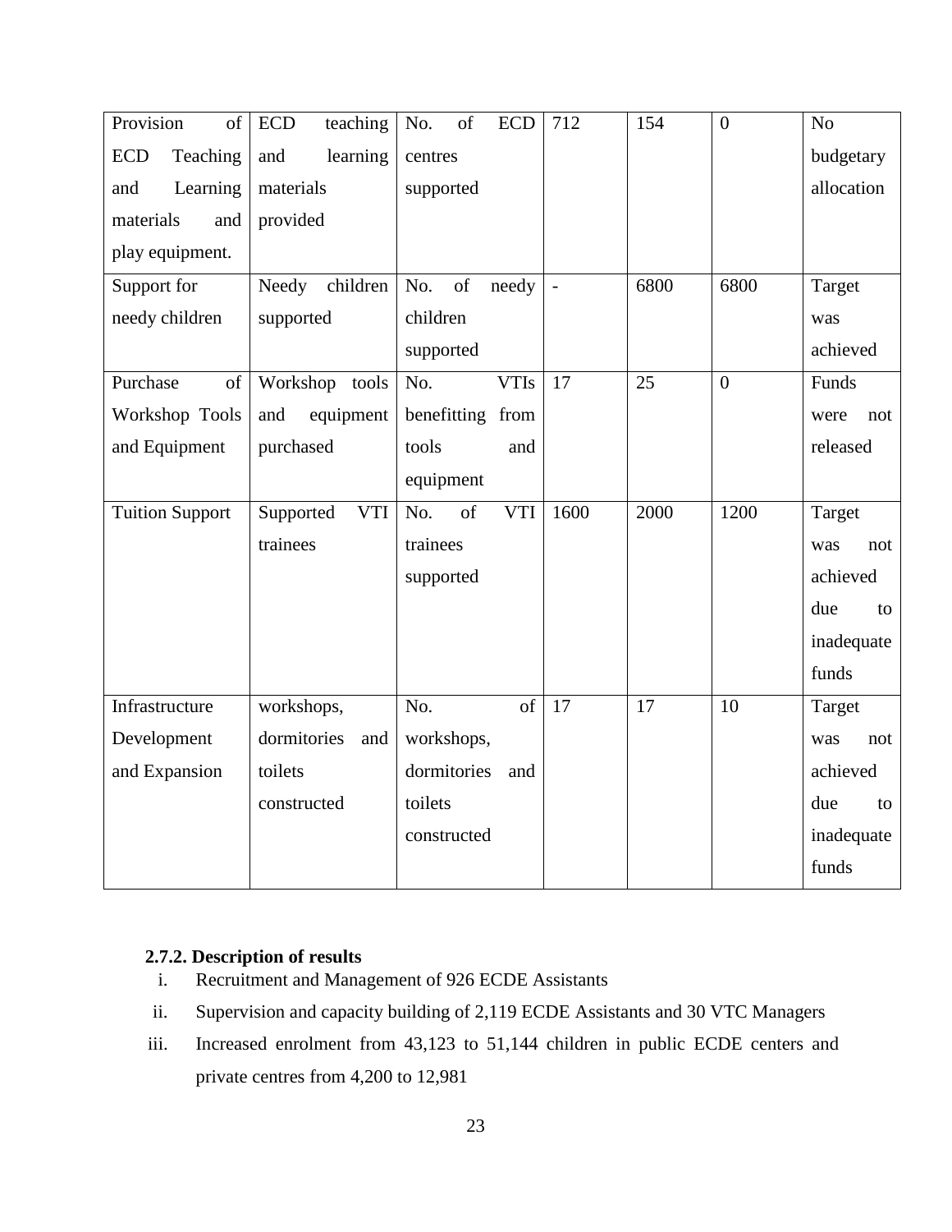| Provision of ECD Teaching and Learning materials and play equipment. | ECD teaching and learning materials provided | No. of ECD centres supported | 712 | 154 | 0 | No budgetary allocation |
|---|---|---|---|---|---|---|
| Support for needy children | Needy children supported | No. of needy children supported | - | 6800 | 6800 | Target was achieved |
| Purchase of Workshop Tools and Equipment | Workshop tools and equipment purchased | No. VTIs benefitting from tools and equipment | 17 | 25 | 0 | Funds were not released |
| Tuition Support | Supported VTI trainees | No. of VTI trainees supported | 1600 | 2000 | 1200 | Target was not achieved due to inadequate funds |
| Infrastructure Development and Expansion | workshops, dormitories and toilets constructed | No. of workshops, dormitories and toilets constructed | 17 | 17 | 10 | Target was not achieved due to inadequate funds |

**2.7.2. Description of results**

i. Recruitment and Management of 926 ECDE Assistants

ii. Supervision and capacity building of 2,119 ECDE Assistants and 30 VTC Managers

iii. Increased enrolment from 43,123 to 51,144 children in public ECDE centers and private centres from 4,200 to 12,981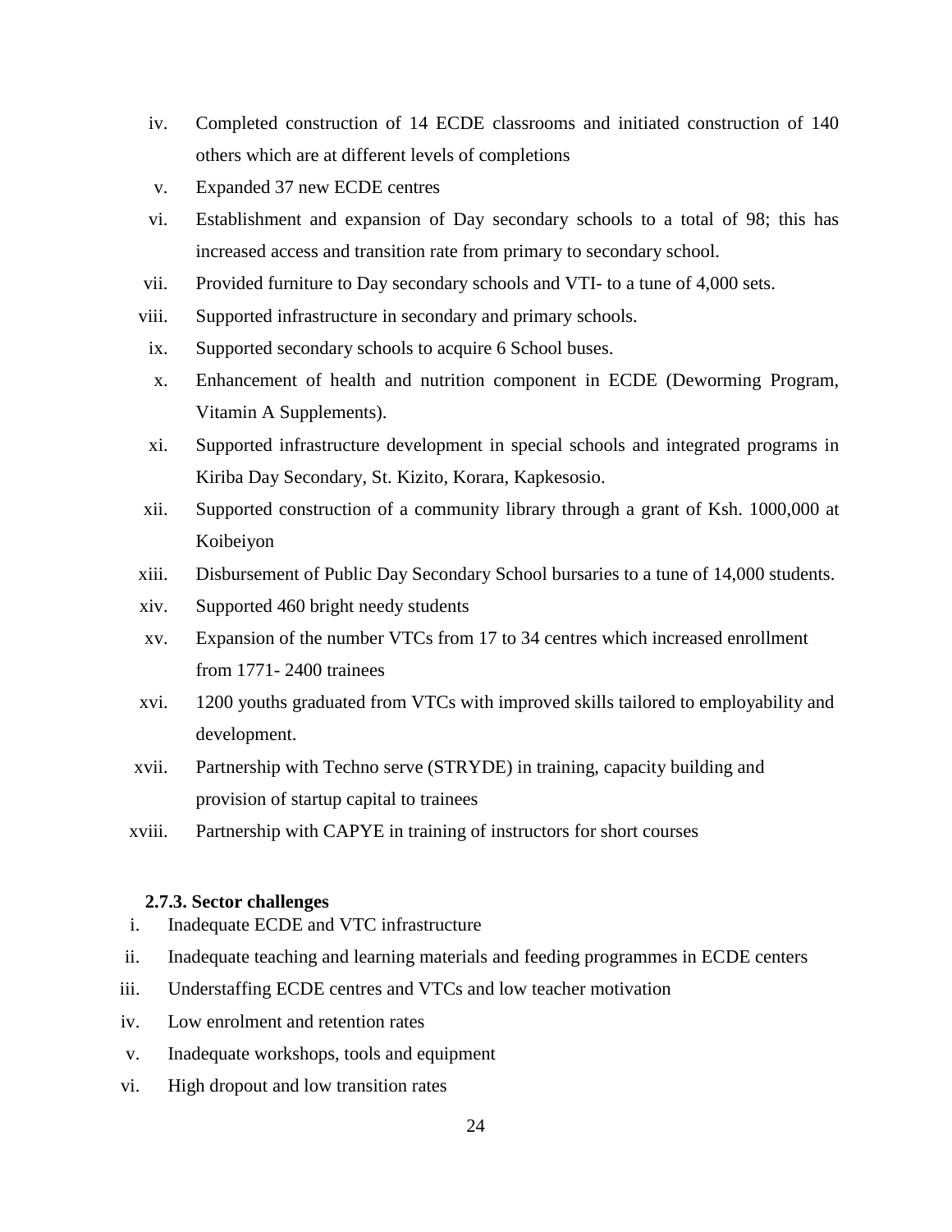iv. Completed construction of 14 ECDE classrooms and initiated construction of 140 others which are at different levels of completions
v. Expanded 37 new ECDE centres
vi. Establishment and expansion of Day secondary schools to a total of 98; this has increased access and transition rate from primary to secondary school.
vii. Provided furniture to Day secondary schools and VTI- to a tune of 4,000 sets.
viii. Supported infrastructure in secondary and primary schools.
ix. Supported secondary schools to acquire 6 School buses.
x. Enhancement of health and nutrition component in ECDE (Deworming Program, Vitamin A Supplements).
xi. Supported infrastructure development in special schools and integrated programs in Kiriba Day Secondary, St. Kizito, Korara, Kapkesosio.
xii. Supported construction of a community library through a grant of Ksh. 1000,000 at Koibeiyon
xiii. Disbursement of Public Day Secondary School bursaries to a tune of 14,000 students.
xiv. Supported 460 bright needy students
xv. Expansion of the number VTCs from 17 to 34 centres which increased enrollment from 1771- 2400 trainees
xvi. 1200 youths graduated from VTCs with improved skills tailored to employability and development.
xvii. Partnership with Techno serve (STRYDE) in training, capacity building and provision of startup capital to trainees
xviii. Partnership with CAPYE in training of instructors for short courses

**2.7.3. Sector challenges**

i. Inadequate ECDE and VTC infrastructure
ii. Inadequate teaching and learning materials and feeding programmes in ECDE centers
iii. Understaffing ECDE centres and VTCs and low teacher motivation
iv. Low enrolment and retention rates
v. Inadequate workshops, tools and equipment
vi. High dropout and low transition rates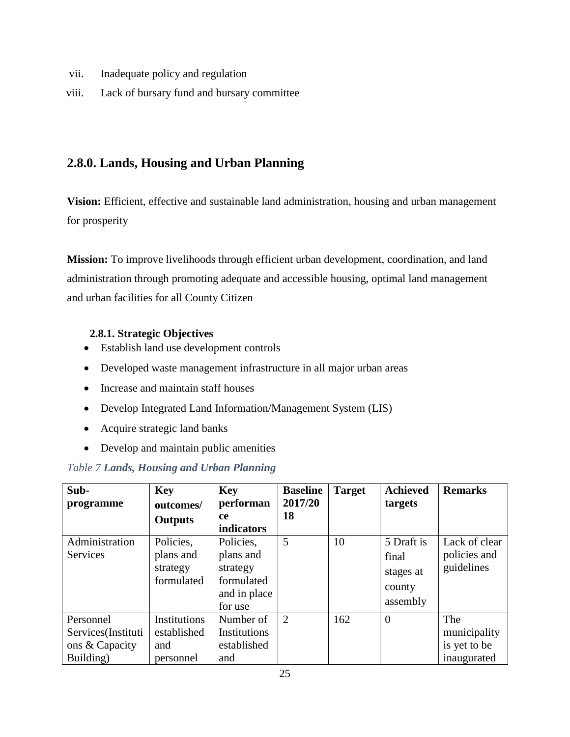vii. Inadequate policy and regulation

viii. Lack of bursary fund and bursary committee

## 2.8.0. Lands, Housing and Urban Planning

**Vision:** Efficient, effective and sustainable land administration, housing and urban management for prosperity

**Mission:** To improve livelihoods through efficient urban development, coordination, and land administration through promoting adequate and accessible housing, optimal land management and urban facilities for all County Citizen

### 2.8.1. Strategic Objectives

- Establish land use development controls
- Developed waste management infrastructure in all major urban areas
- Increase and maintain staff houses
- Develop Integrated Land Information/Management System (LIS)
- Acquire strategic land banks
- Develop and maintain public amenities

*Table 7 **Lands, Housing and Urban Planning***

| Sub-programme | Key outcomes/ Outputs | Key performance indicators | Baseline 2017/2018 | Target | Achieved targets | Remarks |
|---|---|---|---|---|---|---|
| Administration Services | Policies, plans and strategy formulated | Policies, plans and strategy formulated and in place for use | 5 | 10 | 5 Draft is final stages at county assembly | Lack of clear policies and guidelines |
| Personnel Services(Institutions & Capacity Building) | Institutions established and personnel | Number of Institutions established and | 2 | 162 | 0 | The municipality is yet to be inaugurated |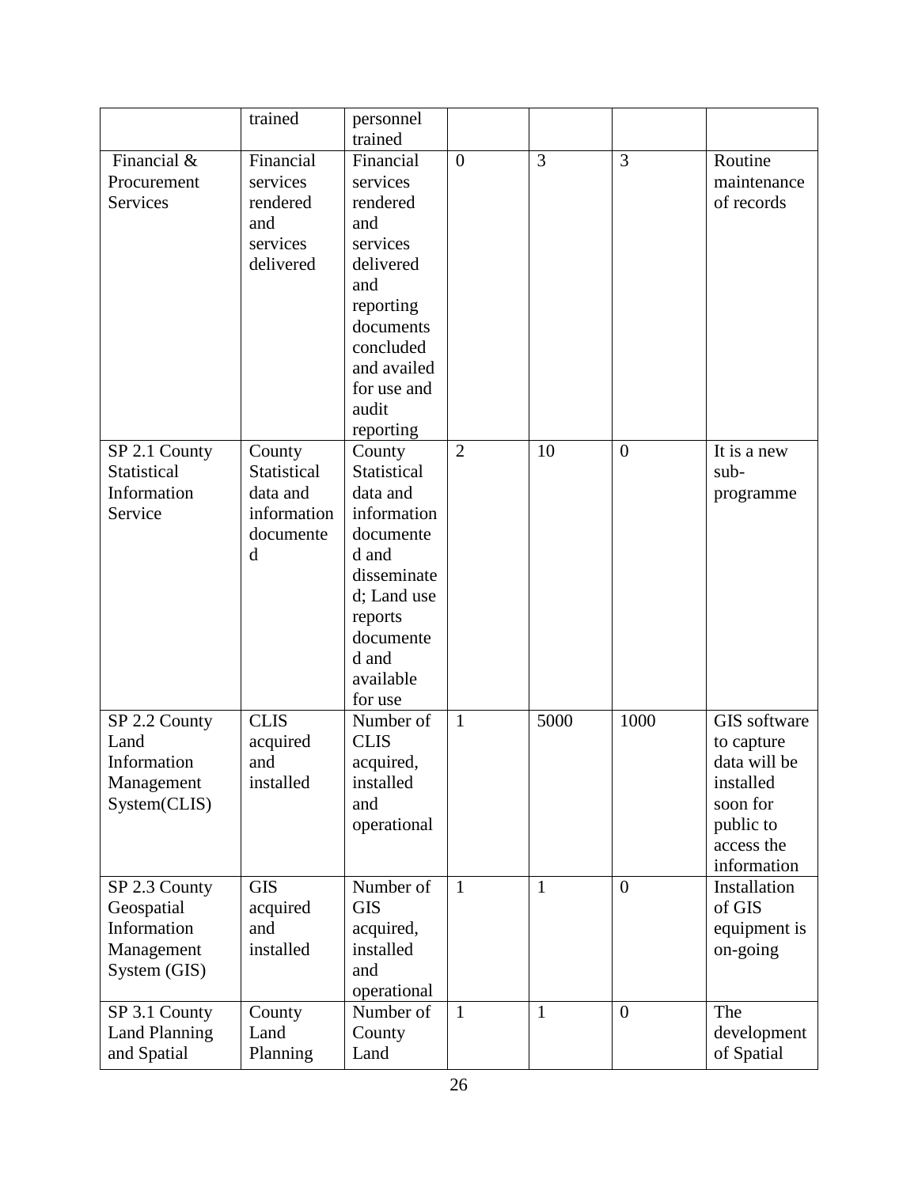| | trained | personnel trained | | | | |
|---|---|---|---|---|---|---|
| Financial & Procurement Services | Financial services rendered and services delivered | Financial services rendered and services delivered and reporting documents concluded and availed for use and audit reporting | 0 | 3 | 3 | Routine maintenance of records |
| SP 2.1 County Statistical Information Service | County Statistical data and information documented | County Statistical data and information documented and disseminated; Land use reports documented and available for use | 2 | 10 | 0 | It is a new sub-programme |
| SP 2.2 County Land Information Management System(CLIS) | CLIS acquired and installed | Number of CLIS acquired, installed and operational | 1 | 5000 | 1000 | GIS software to capture data will be installed soon for public to access the information |
| SP 2.3 County Geospatial Information Management System (GIS) | GIS acquired and installed | Number of GIS acquired, installed and operational | 1 | 1 | 0 | Installation of GIS equipment is on-going |
| SP 3.1 County Land Planning and Spatial | County Land Planning | Number of County Land | 1 | 1 | 0 | The development of Spatial |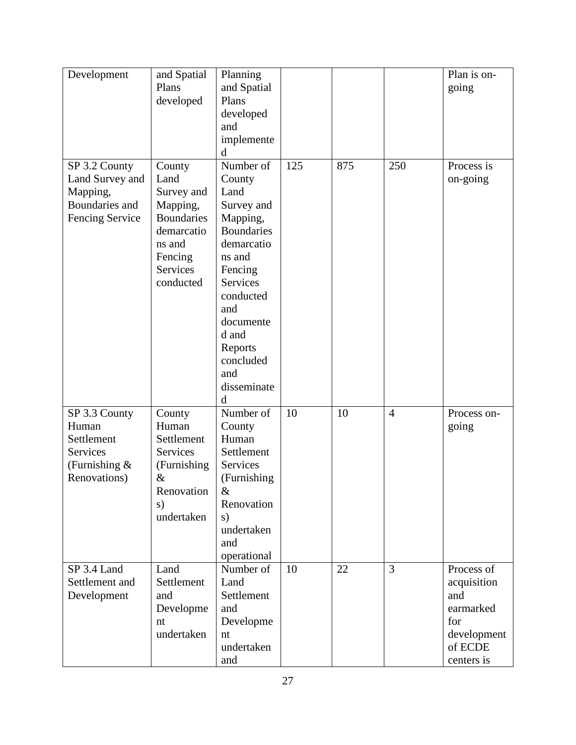| Development | and Spatial Plans developed | Planning and Spatial Plans developed and implemented | | | | Plan is on-going |
|---|---|---|---|---|---|---|
| SP 3.2 County Land Survey and Mapping, Boundaries and Fencing Service | County Land Survey and Mapping, Boundaries demarcations and Fencing Services conducted | Number of County Land Survey and Mapping, Boundaries demarcations and Fencing Services conducted and documented and Reports concluded and disseminated | 125 | 875 | 250 | Process is on-going |
| SP 3.3 County Human Settlement Services (Furnishing & Renovations) | County Human Settlement Services (Furnishing & Renovations) undertaken | Number of County Human Settlement Services (Furnishing & Renovations) undertaken and operational | 10 | 10 | 4 | Process on-going |
| SP 3.4 Land Settlement and Development | Land Settlement and Development undertaken | Number of Land Settlement and Development undertaken and | 10 | 22 | 3 | Process of acquisition and earmarked for development of ECDE centers is |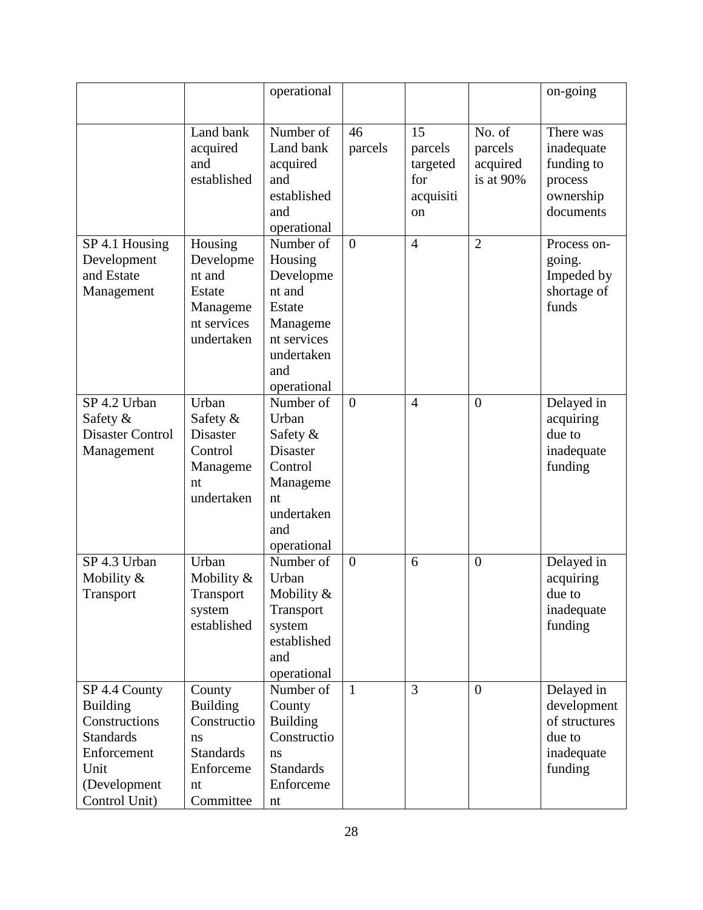| | | operational | | | | on-going |
|---|---|---|---|---|---|---|
| | Land bank acquired and established | Number of Land bank acquired and established and operational | 46 parcels | 15 parcels targeted for acquisition | No. of parcels acquired is at 90% | There was inadequate funding to process ownership documents |
| SP 4.1 Housing Development and Estate Management | Housing Development and Estate Management services undertaken | Number of Housing Development and Estate Management services undertaken and operational | 0 | 4 | 2 | Process on-going. Impeded by shortage of funds |
| SP 4.2 Urban Safety & Disaster Control Management | Urban Safety & Disaster Control Management undertaken | Number of Urban Safety & Disaster Control Management undertaken and operational | 0 | 4 | 0 | Delayed in acquiring due to inadequate funding |
| SP 4.3 Urban Mobility & Transport | Urban Mobility & Transport system established | Number of Urban Mobility & Transport system established and operational | 0 | 6 | 0 | Delayed in acquiring due to inadequate funding |
| SP 4.4 County Building Constructions Standards Enforcement Unit (Development Control Unit) | County Building Constructions Standards Enforcement Committee | Number of County Building Constructions Standards Enforcement | 1 | 3 | 0 | Delayed in development of structures due to inadequate funding |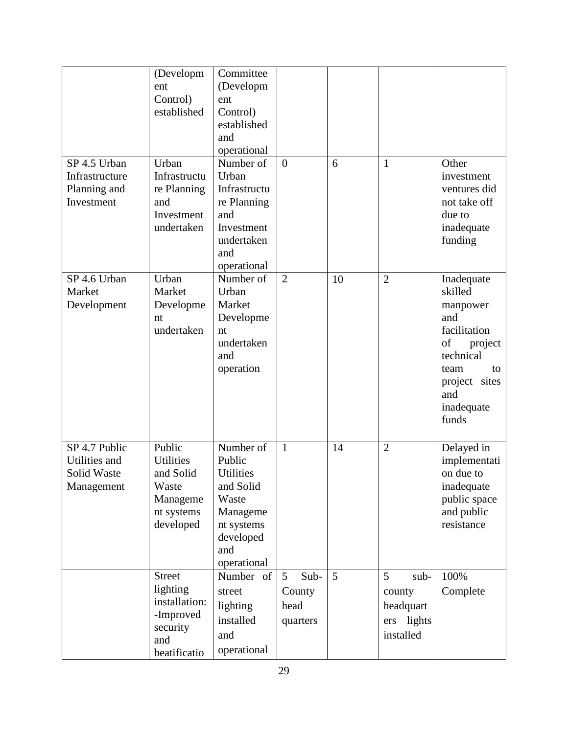| | | | | | | |
|---|---|---|---|---|---|---|
| | (Development Control) established | Committee (Development Control) established and operational | | | | |
| SP 4.5 Urban Infrastructure Planning and Investment | Urban Infrastructure Planning and Investment undertaken | Number of Urban Infrastructure Planning and Investment undertaken and operational | 0 | 6 | 1 | Other investment ventures did not take off due to inadequate funding |
| SP 4.6 Urban Market Development | Urban Market Development undertaken | Number of Urban Market Development undertaken and operation | 2 | 10 | 2 | Inadequate skilled manpower and facilitation of project technical team to project sites and inadequate funds |
| SP 4.7 Public Utilities and Solid Waste Management | Public Utilities and Solid Waste Management systems developed | Number of Public Utilities and Solid Waste Management systems developed and operational | 1 | 14 | 2 | Delayed in implementation due to inadequate public space and public resistance |
| | Street lighting installation: -Improved security and beatificatio | Number of street lighting installed and operational | 5 Sub-County head quarters | 5 | 5 sub-county headquarters lights installed | 100% Complete |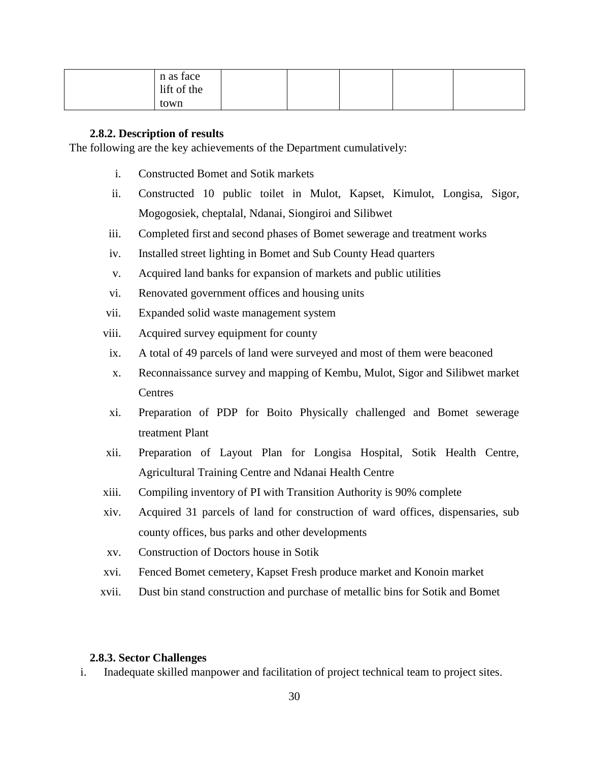|  | n as face lift of the town |  |  |  |  |  |
|---|---|---|---|---|---|---|

### 2.8.2. Description of results

The following are the key achievements of the Department cumulatively:

i. Constructed Bomet and Sotik markets
ii. Constructed 10 public toilet in Mulot, Kapset, Kimulot, Longisa, Sigor, Mogogosiek, cheptalal, Ndanai, Siongiroi and Silibwet
iii. Completed first and second phases of Bomet sewerage and treatment works
iv. Installed street lighting in Bomet and Sub County Head quarters
v. Acquired land banks for expansion of markets and public utilities
vi. Renovated government offices and housing units
vii. Expanded solid waste management system
viii. Acquired survey equipment for county
ix. A total of 49 parcels of land were surveyed and most of them were beaconed
x. Reconnaissance survey and mapping of Kembu, Mulot, Sigor and Silibwet market Centres
xi. Preparation of PDP for Boito Physically challenged and Bomet sewerage treatment Plant
xii. Preparation of Layout Plan for Longisa Hospital, Sotik Health Centre, Agricultural Training Centre and Ndanai Health Centre
xiii. Compiling inventory of PI with Transition Authority is 90% complete
xiv. Acquired 31 parcels of land for construction of ward offices, dispensaries, sub county offices, bus parks and other developments
xv. Construction of Doctors house in Sotik
xvi. Fenced Bomet cemetery, Kapset Fresh produce market and Konoin market
xvii. Dust bin stand construction and purchase of metallic bins for Sotik and Bomet

### 2.8.3. Sector Challenges

i. Inadequate skilled manpower and facilitation of project technical team to project sites.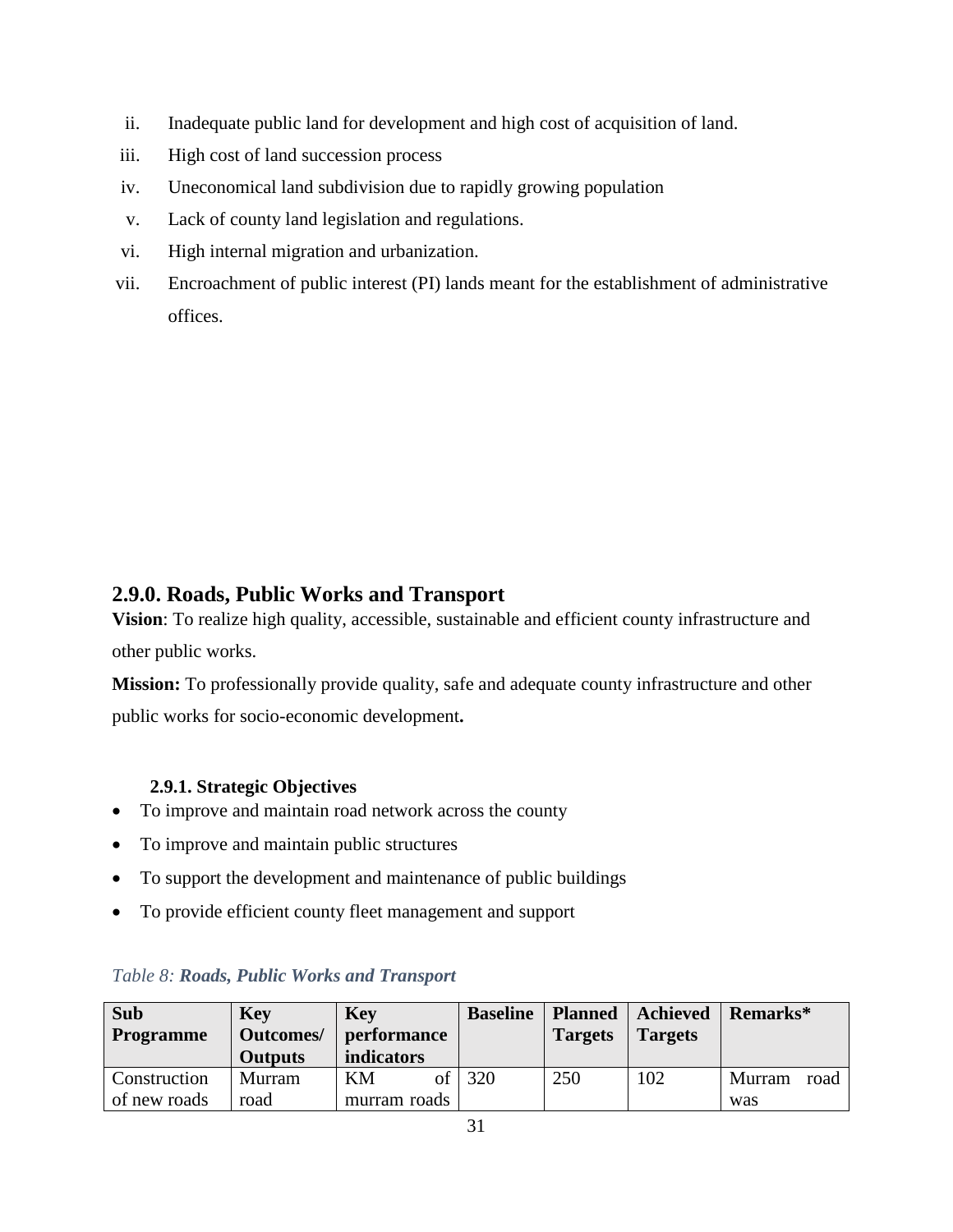ii. Inadequate public land for development and high cost of acquisition of land.
iii. High cost of land succession process
iv. Uneconomical land subdivision due to rapidly growing population
v. Lack of county land legislation and regulations.
vi. High internal migration and urbanization.
vii. Encroachment of public interest (PI) lands meant for the establishment of administrative offices.

## 2.9.0. Roads, Public Works and Transport

**Vision**: To realize high quality, accessible, sustainable and efficient county infrastructure and other public works.

**Mission:** To professionally provide quality, safe and adequate county infrastructure and other public works for socio-economic development**.**

### 2.9.1. Strategic Objectives

- To improve and maintain road network across the county
- To improve and maintain public structures
- To support the development and maintenance of public buildings
- To provide efficient county fleet management and support

*Table 8: **Roads, Public Works and Transport***

| Sub Programme | Key Outcomes/ Outputs | Key performance indicators | Baseline | Planned Targets | Achieved Targets | Remarks* |
|---|---|---|---|---|---|---|
| Construction of new roads | Murram road | KM of murram roads | 320 | 250 | 102 | Murram road was |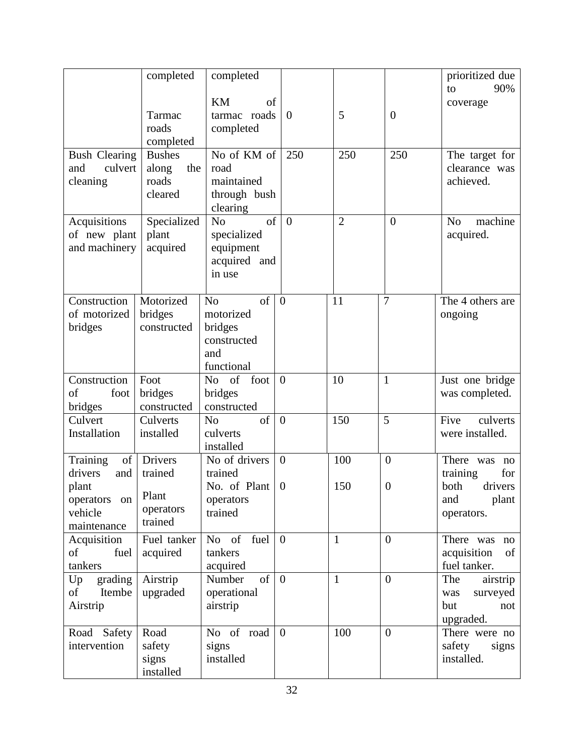| | | | | | | |
|---|---|---|---|---|---|---|
| | completed<br><br>Tarmac roads completed | completed<br><br>KM of tarmac roads completed | <br><br>0 | <br><br>5 | <br><br>0 | prioritized due to 90% coverage |
| Bush Clearing and culvert cleaning | Bushes along the roads cleared | No of KM of road maintained through bush clearing | 250 | 250 | 250 | The target for clearance was achieved. |
| Acquisitions of new plant and machinery | Specialized plant acquired | No of specialized equipment acquired and in use | 0 | 2 | 0 | No machine acquired. |
| Construction of motorized bridges | Motorized bridges constructed | No of motorized bridges constructed and functional | 0 | 11 | 7 | The 4 others are ongoing |
| Construction of foot bridges | Foot bridges constructed | No of foot bridges constructed | 0 | 10 | 1 | Just one bridge was completed. |
| Culvert Installation | Culverts installed | No of culverts installed | 0 | 150 | 5 | Five culverts were installed. |
| Training of drivers and plant operators on vehicle maintenance | Drivers trained<br><br>Plant operators trained | No of drivers trained<br>No. of Plant operators trained | 0<br><br>0 | 100<br><br>150 | 0<br><br>0 | There was no training for both drivers and plant operators. |
| Acquisition of fuel tankers | Fuel tanker acquired | No of fuel tankers acquired | 0 | 1 | 0 | There was no acquisition of fuel tanker. |
| Up grading of Itembe Airstrip | Airstrip upgraded | Number of operational airstrip | 0 | 1 | 0 | The airstrip was surveyed but not upgraded. |
| Road Safety intervention | Road safety signs installed | No of road signs installed | 0 | 100 | 0 | There were no safety signs installed. |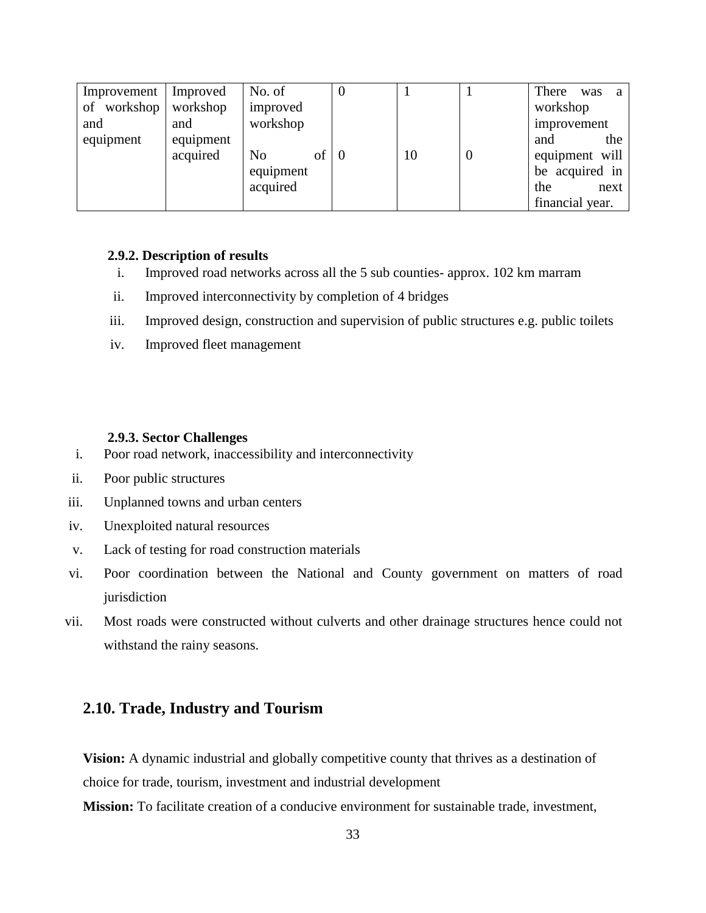| Improvement of workshop and equipment | Improved workshop and equipment acquired | No. of improved workshop<br><br>No of equipment acquired | 0<br><br>0 | 1<br><br>10 | 1<br><br>0 | There was a workshop improvement and the equipment will be acquired in the next financial year. |
|---|---|---|---|---|---|---|

#### 2.9.2. Description of results

- i. Improved road networks across all the 5 sub counties- approx. 102 km marram
- ii. Improved interconnectivity by completion of 4 bridges
- iii. Improved design, construction and supervision of public structures e.g. public toilets
- iv. Improved fleet management

#### 2.9.3. Sector Challenges

- i. Poor road network, inaccessibility and interconnectivity
- ii. Poor public structures
- iii. Unplanned towns and urban centers
- iv. Unexploited natural resources
- v. Lack of testing for road construction materials
- vi. Poor coordination between the National and County government on matters of road jurisdiction
- vii. Most roads were constructed without culverts and other drainage structures hence could not withstand the rainy seasons.

## 2.10. Trade, Industry and Tourism

**Vision:** A dynamic industrial and globally competitive county that thrives as a destination of choice for trade, tourism, investment and industrial development

**Mission:** To facilitate creation of a conducive environment for sustainable trade, investment,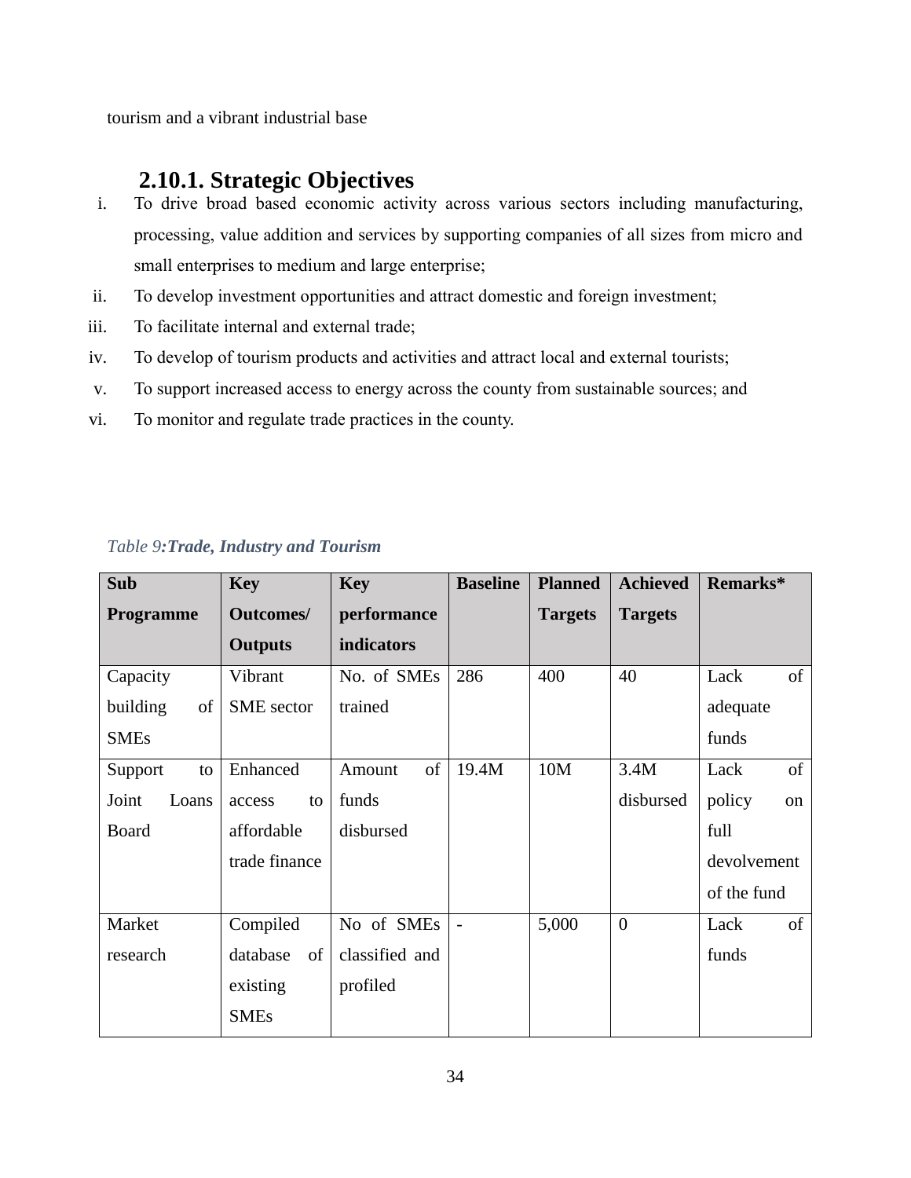tourism and a vibrant industrial base

### 2.10.1. Strategic Objectives

i. To drive broad based economic activity across various sectors including manufacturing, processing, value addition and services by supporting companies of all sizes from micro and small enterprises to medium and large enterprise;
ii. To develop investment opportunities and attract domestic and foreign investment;
iii. To facilitate internal and external trade;
iv. To develop of tourism products and activities and attract local and external tourists;
v. To support increased access to energy across the county from sustainable sources; and
vi. To monitor and regulate trade practices in the county.

*Table 9:**Trade, Industry and Tourism***

| Sub Programme | Key Outcomes/ Outputs | Key performance indicators | Baseline | Planned Targets | Achieved Targets | Remarks* |
|---|---|---|---|---|---|---|
| Capacity building of SMEs | Vibrant SME sector | No. of SMEs trained | 286 | 400 | 40 | Lack of adequate funds |
| Support to Joint Loans Board | Enhanced access to affordable trade finance | Amount of funds disbursed | 19.4M | 10M | 3.4M disbursed | Lack of policy on full devolvement of the fund |
| Market research | Compiled database of existing SMEs | No of SMEs classified and profiled | - | 5,000 | 0 | Lack of funds |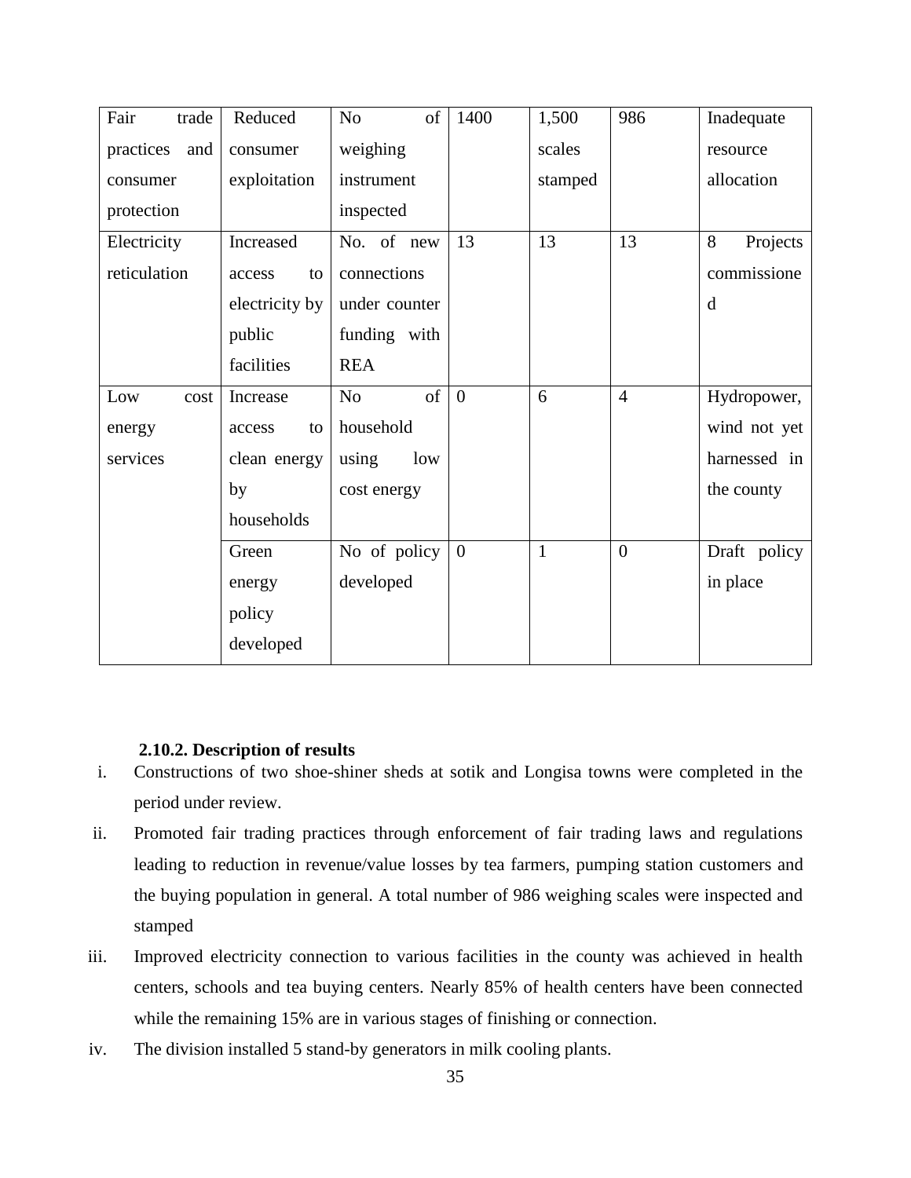| Fair trade practices and consumer protection | Reduced consumer exploitation | No of weighing instrument inspected | 1400 | 1,500 scales stamped | 986 | Inadequate resource allocation |
|---|---|---|---|---|---|---|
| Electricity reticulation | Increased access to electricity by public facilities | No. of new connections under counter funding with REA | 13 | 13 | 13 | 8 Projects commissioned |
| Low cost energy services | Increase access to clean energy by households | No of household using low cost energy | 0 | 6 | 4 | Hydropower, wind not yet harnessed in the county |
| | Green energy policy developed | No of policy developed | 0 | 1 | 0 | Draft policy in place |

### 2.10.2. Description of results

i. Constructions of two shoe-shiner sheds at sotik and Longisa towns were completed in the period under review.

ii. Promoted fair trading practices through enforcement of fair trading laws and regulations leading to reduction in revenue/value losses by tea farmers, pumping station customers and the buying population in general. A total number of 986 weighing scales were inspected and stamped

iii. Improved electricity connection to various facilities in the county was achieved in health centers, schools and tea buying centers. Nearly 85% of health centers have been connected while the remaining 15% are in various stages of finishing or connection.

iv. The division installed 5 stand-by generators in milk cooling plants.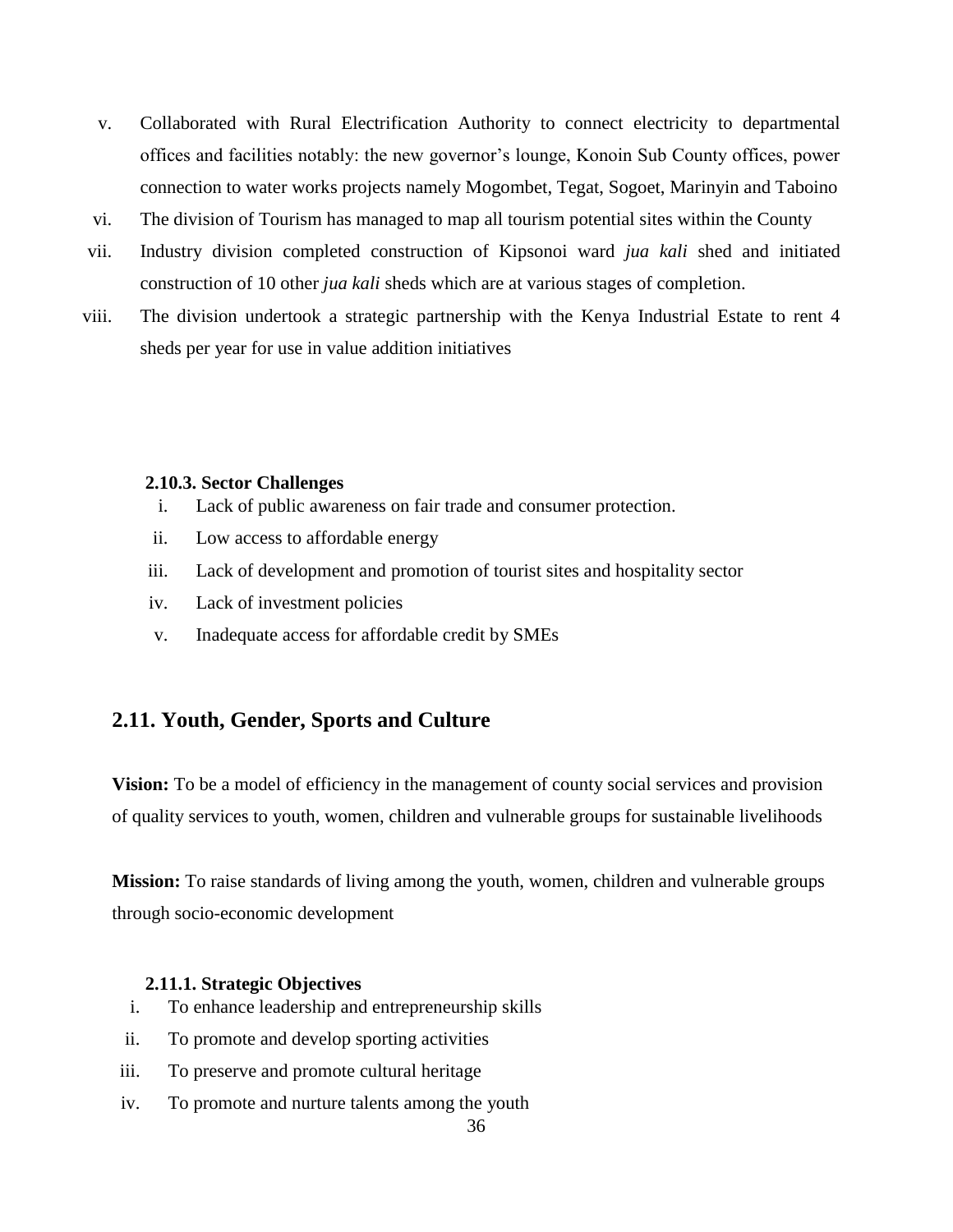v. Collaborated with Rural Electrification Authority to connect electricity to departmental offices and facilities notably: the new governor's lounge, Konoin Sub County offices, power connection to water works projects namely Mogombet, Tegat, Sogoet, Marinyin and Taboino
vi. The division of Tourism has managed to map all tourism potential sites within the County
vii. Industry division completed construction of Kipsonoi ward *jua kali* shed and initiated construction of 10 other *jua kali* sheds which are at various stages of completion.
viii. The division undertook a strategic partnership with the Kenya Industrial Estate to rent 4 sheds per year for use in value addition initiatives

### 2.10.3. Sector Challenges

i. Lack of public awareness on fair trade and consumer protection.
ii. Low access to affordable energy
iii. Lack of development and promotion of tourist sites and hospitality sector
iv. Lack of investment policies
v. Inadequate access for affordable credit by SMEs

## 2.11. Youth, Gender, Sports and Culture

**Vision:** To be a model of efficiency in the management of county social services and provision of quality services to youth, women, children and vulnerable groups for sustainable livelihoods

**Mission:** To raise standards of living among the youth, women, children and vulnerable groups through socio-economic development

### 2.11.1. Strategic Objectives

i. To enhance leadership and entrepreneurship skills
ii. To promote and develop sporting activities
iii. To preserve and promote cultural heritage
iv. To promote and nurture talents among the youth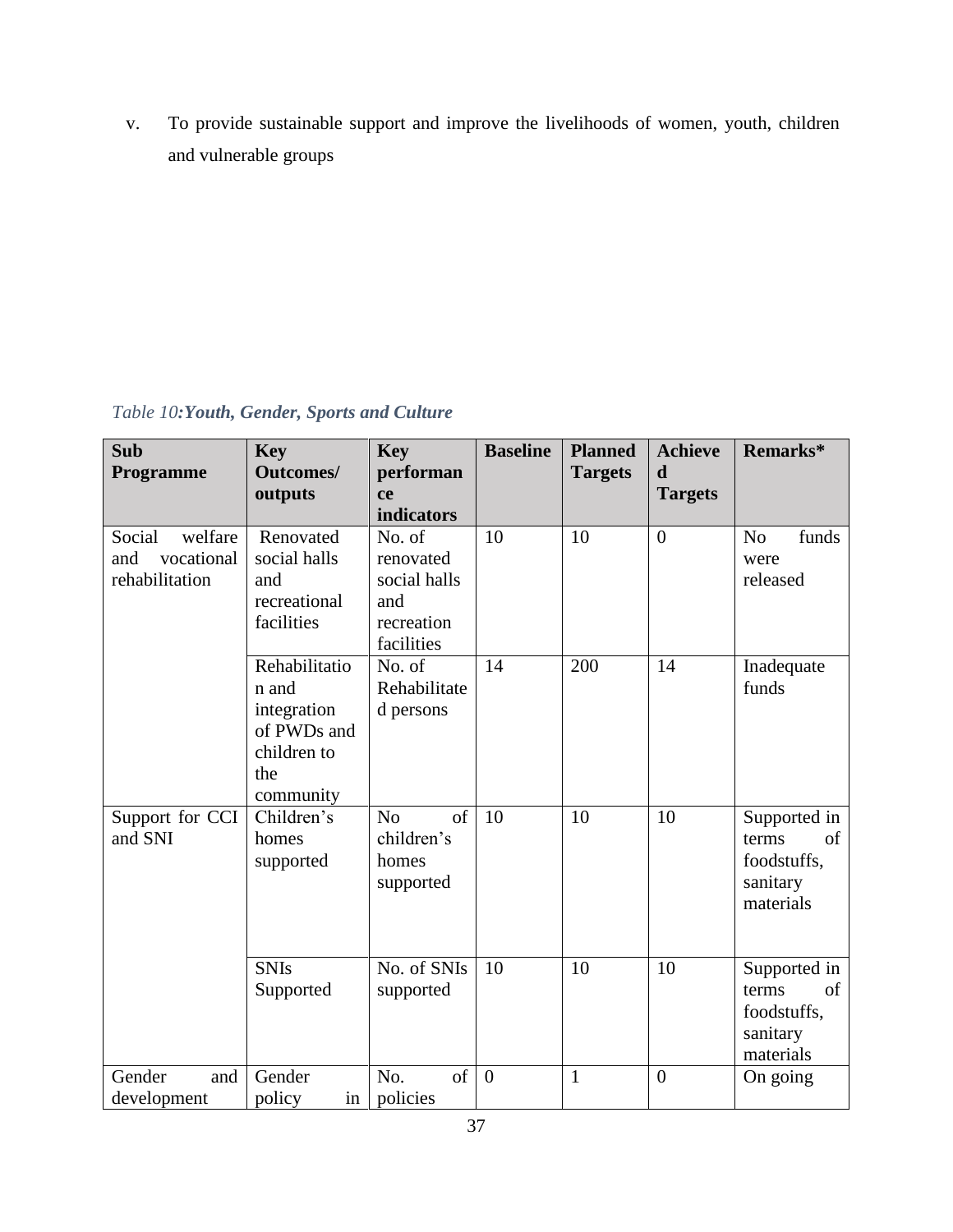v. To provide sustainable support and improve the livelihoods of women, youth, children and vulnerable groups

*Table 10:**Youth, Gender, Sports and Culture***

| Sub Programme | Key Outcomes/ outputs | Key performance indicators | Baseline | Planned Targets | Achieved Targets | Remarks* |
|---|---|---|---|---|---|---|
| Social welfare and vocational rehabilitation | Renovated social halls and recreational facilities | No. of renovated social halls and recreation facilities | 10 | 10 | 0 | No funds were released |
| | Rehabilitation and integration of PWDs and children to the community | No. of Rehabilitated persons | 14 | 200 | 14 | Inadequate funds |
| Support for CCI and SNI | Children's homes supported | No of children's homes supported | 10 | 10 | 10 | Supported in terms of foodstuffs, sanitary materials |
| | SNIs Supported | No. of SNIs supported | 10 | 10 | 10 | Supported in terms of foodstuffs, sanitary materials |
| Gender and development | Gender policy in | No. of policies | 0 | 1 | 0 | On going |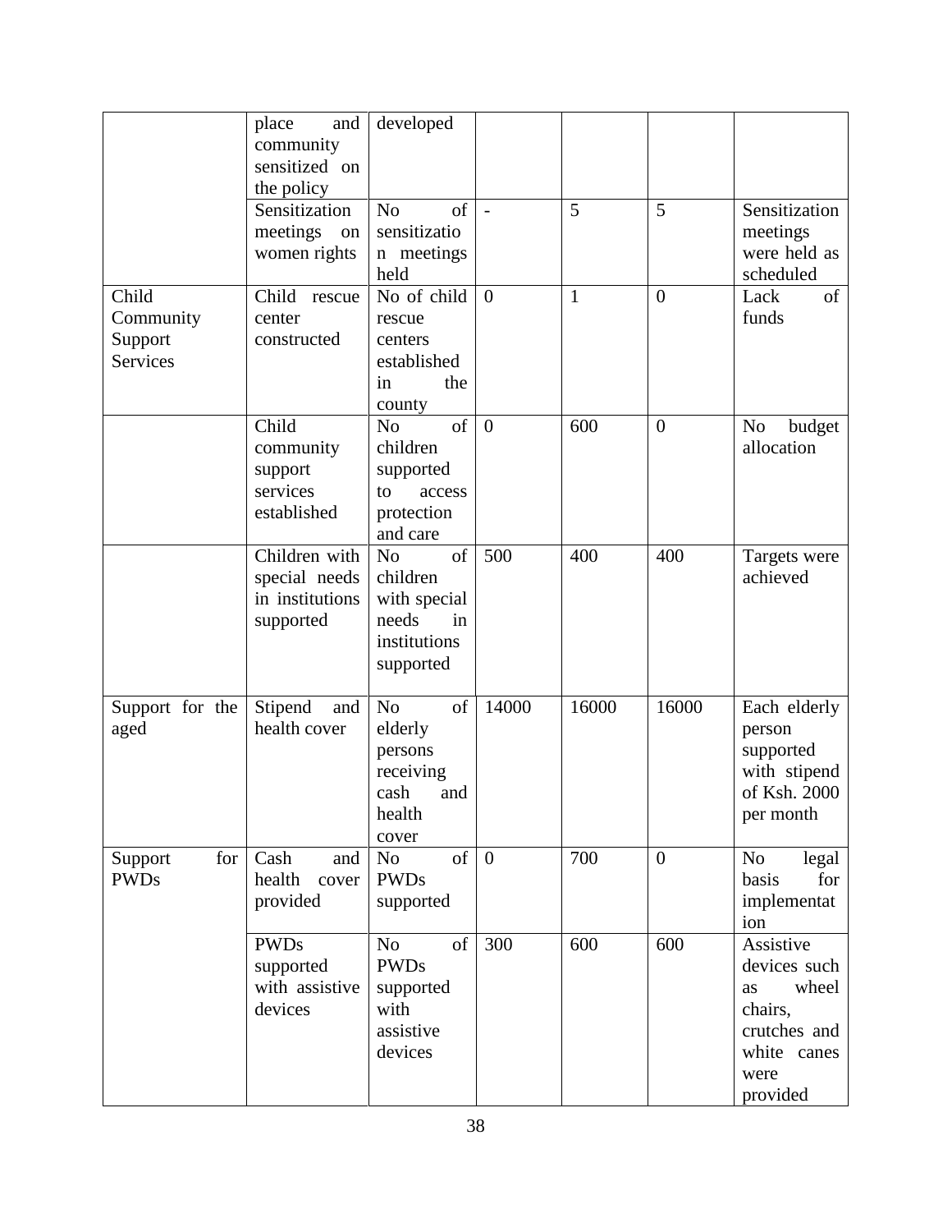| | | | | | | |
|---|---|---|---|---|---|---|
| | place and community sensitized on the policy | developed | | | | |
| | Sensitization meetings on women rights | No of sensitization meetings held | - | 5 | 5 | Sensitization meetings were held as scheduled |
| Child Community Support Services | Child rescue center constructed | No of child rescue centers established in the county | 0 | 1 | 0 | Lack of funds |
| | Child community support services established | No of children supported to access protection and care | 0 | 600 | 0 | No budget allocation |
| | Children with special needs in institutions supported | No of children with special needs in institutions supported | 500 | 400 | 400 | Targets were achieved |
| Support for the aged | Stipend and health cover | No of elderly persons receiving cash and health cover | 14000 | 16000 | 16000 | Each elderly person supported with stipend of Ksh. 2000 per month |
| Support for PWDs | Cash and health cover provided | No of PWDs supported | 0 | 700 | 0 | No legal basis for implementation |
| | PWDs supported with assistive devices | No of PWDs supported with assistive devices | 300 | 600 | 600 | Assistive devices such as wheel chairs, crutches and white canes were provided |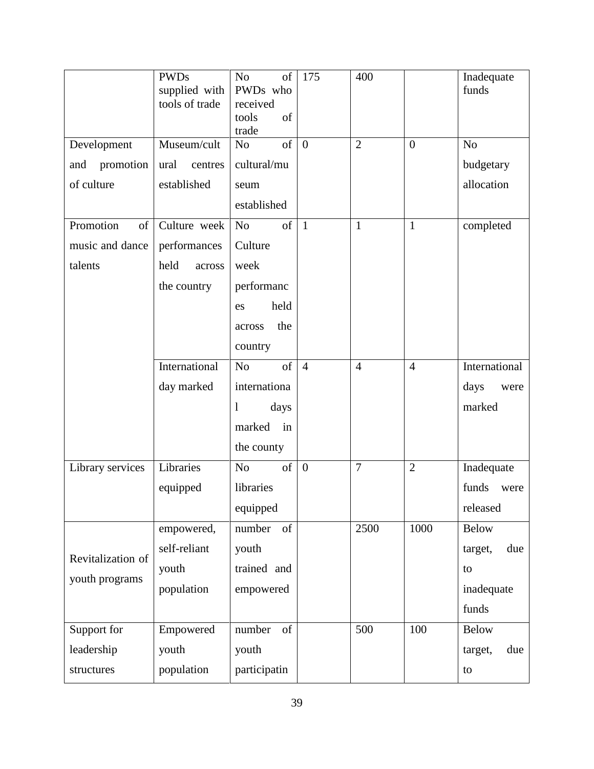| | PWDs supplied with tools of trade | No of PWDs who received tools of trade | 175 | 400 | | Inadequate funds |
|---|---|---|---|---|---|---|
| Development and promotion of culture | Museum/cultural centres established | No of cultural/museum established | 0 | 2 | 0 | No budgetary allocation |
| Promotion of music and dance talents | Culture week performances held across the country | No of Culture week performances held across the country | 1 | 1 | 1 | completed |
| | International day marked | No of international days marked in the county | 4 | 4 | 4 | International days were marked |
| Library services | Libraries equipped | No of libraries equipped | 0 | 7 | 2 | Inadequate funds were released |
| Revitalization of youth programs | empowered, self-reliant youth population | number of youth trained and empowered | | 2500 | 1000 | Below target, due to inadequate funds |
| Support for leadership structures | Empowered youth population | number of youth participatin | | 500 | 100 | Below target, due to |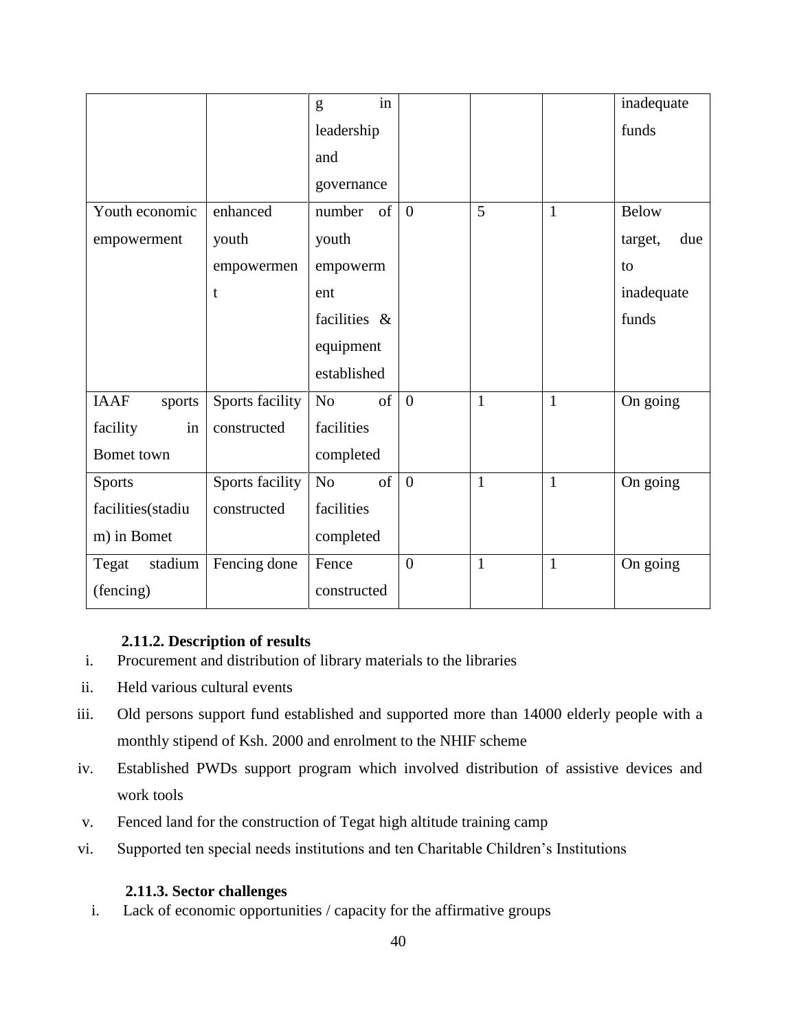| | | g in leadership and governance | | | | inadequate funds |
|---|---|---|---|---|---|---|
| Youth economic empowerment | enhanced youth empowerment | number of youth empowerment facilities & equipment established | 0 | 5 | 1 | Below target, due to inadequate funds |
| IAAF sports facility in Bomet town | Sports facility constructed | No of facilities completed | 0 | 1 | 1 | On going |
| Sports facilities(stadium) in Bomet | Sports facility constructed | No of facilities completed | 0 | 1 | 1 | On going |
| Tegat stadium (fencing) | Fencing done | Fence constructed | 0 | 1 | 1 | On going |

### 2.11.2. Description of results

i. Procurement and distribution of library materials to the libraries
ii. Held various cultural events
iii. Old persons support fund established and supported more than 14000 elderly people with a monthly stipend of Ksh. 2000 and enrolment to the NHIF scheme
iv. Established PWDs support program which involved distribution of assistive devices and work tools
v. Fenced land for the construction of Tegat high altitude training camp
vi. Supported ten special needs institutions and ten Charitable Children's Institutions

### 2.11.3. Sector challenges

i. Lack of economic opportunities / capacity for the affirmative groups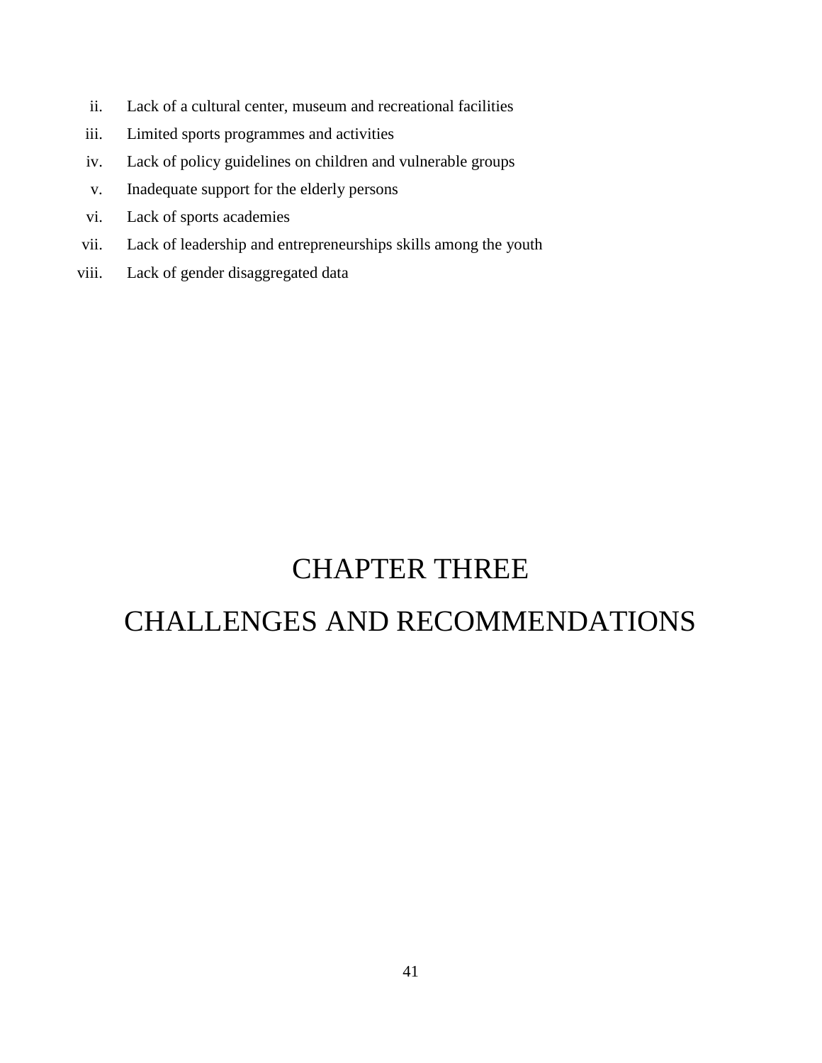ii. Lack of a cultural center, museum and recreational facilities
iii. Limited sports programmes and activities
iv. Lack of policy guidelines on children and vulnerable groups
v. Inadequate support for the elderly persons
vi. Lack of sports academies
vii. Lack of leadership and entrepreneurships skills among the youth
viii. Lack of gender disaggregated data

# CHAPTER THREE

# CHALLENGES AND RECOMMENDATIONS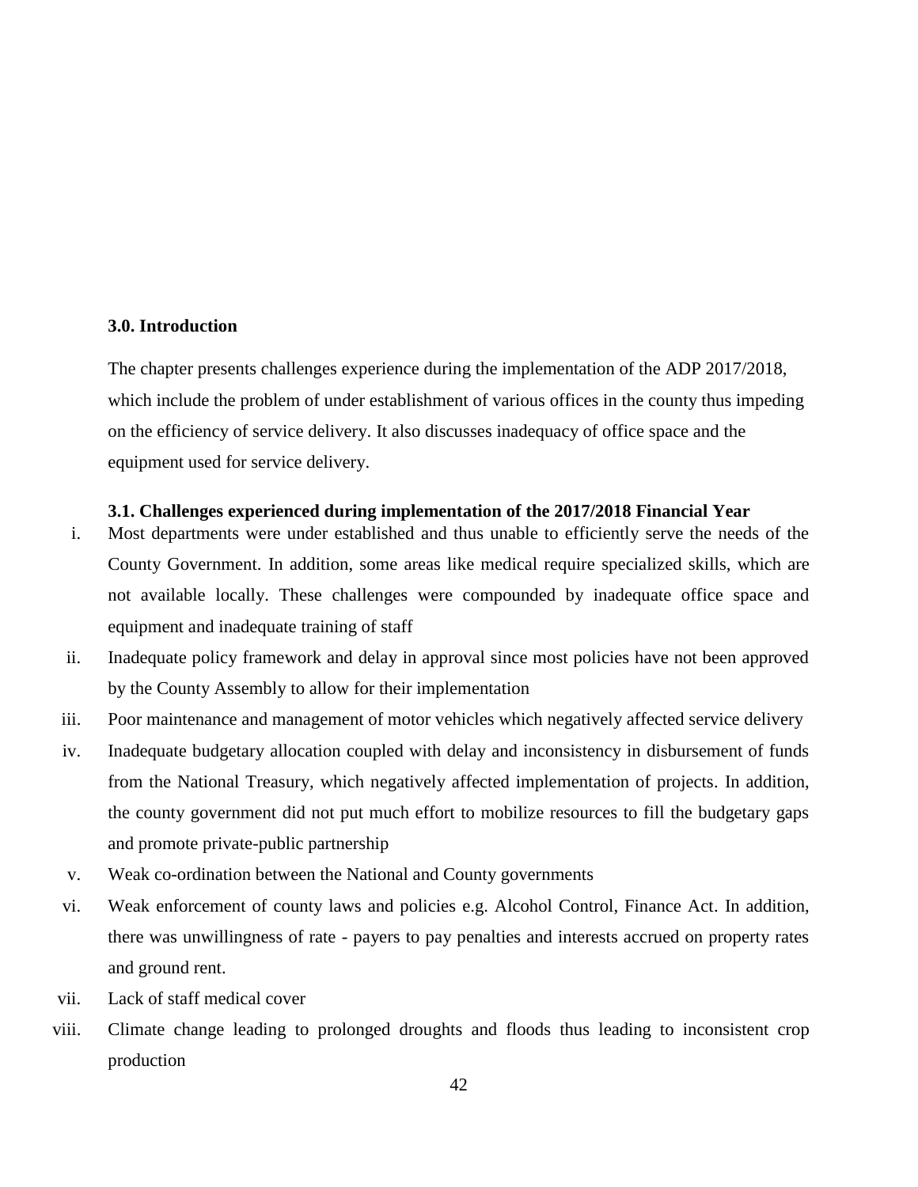### 3.0. Introduction

The chapter presents challenges experience during the implementation of the ADP 2017/2018, which include the problem of under establishment of various offices in the county thus impeding on the efficiency of service delivery. It also discusses inadequacy of office space and the equipment used for service delivery.

### 3.1. Challenges experienced during implementation of the 2017/2018 Financial Year

i. Most departments were under established and thus unable to efficiently serve the needs of the County Government. In addition, some areas like medical require specialized skills, which are not available locally. These challenges were compounded by inadequate office space and equipment and inadequate training of staff
ii. Inadequate policy framework and delay in approval since most policies have not been approved by the County Assembly to allow for their implementation
iii. Poor maintenance and management of motor vehicles which negatively affected service delivery
iv. Inadequate budgetary allocation coupled with delay and inconsistency in disbursement of funds from the National Treasury, which negatively affected implementation of projects. In addition, the county government did not put much effort to mobilize resources to fill the budgetary gaps and promote private-public partnership
v. Weak co-ordination between the National and County governments
vi. Weak enforcement of county laws and policies e.g. Alcohol Control, Finance Act. In addition, there was unwillingness of rate - payers to pay penalties and interests accrued on property rates and ground rent.
vii. Lack of staff medical cover
viii. Climate change leading to prolonged droughts and floods thus leading to inconsistent crop production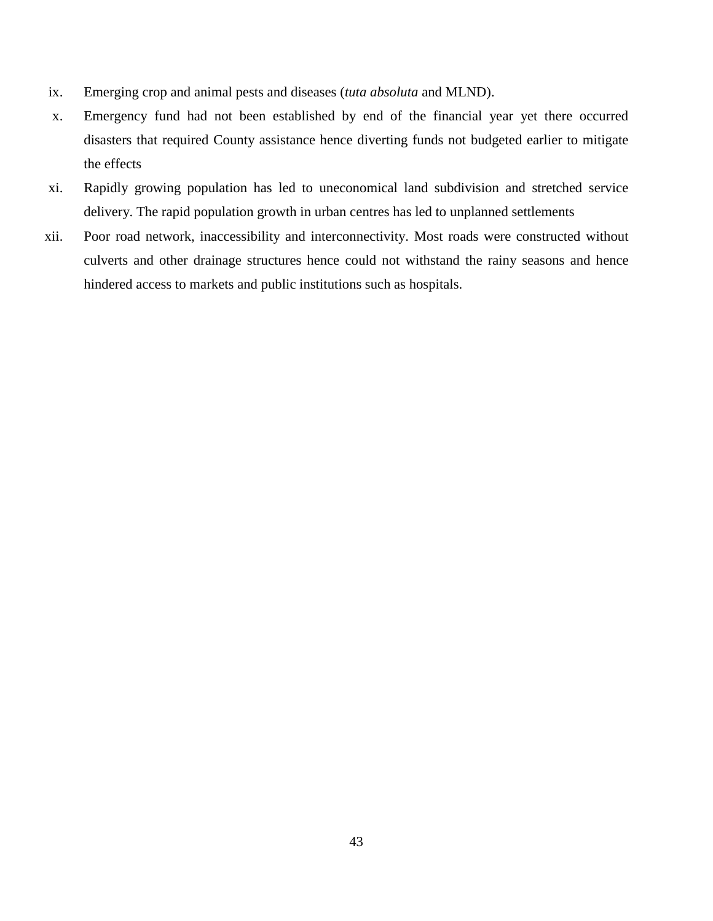ix. Emerging crop and animal pests and diseases (*tuta absoluta* and MLND).

x. Emergency fund had not been established by end of the financial year yet there occurred disasters that required County assistance hence diverting funds not budgeted earlier to mitigate the effects

xi. Rapidly growing population has led to uneconomical land subdivision and stretched service delivery. The rapid population growth in urban centres has led to unplanned settlements

xii. Poor road network, inaccessibility and interconnectivity. Most roads were constructed without culverts and other drainage structures hence could not withstand the rainy seasons and hence hindered access to markets and public institutions such as hospitals.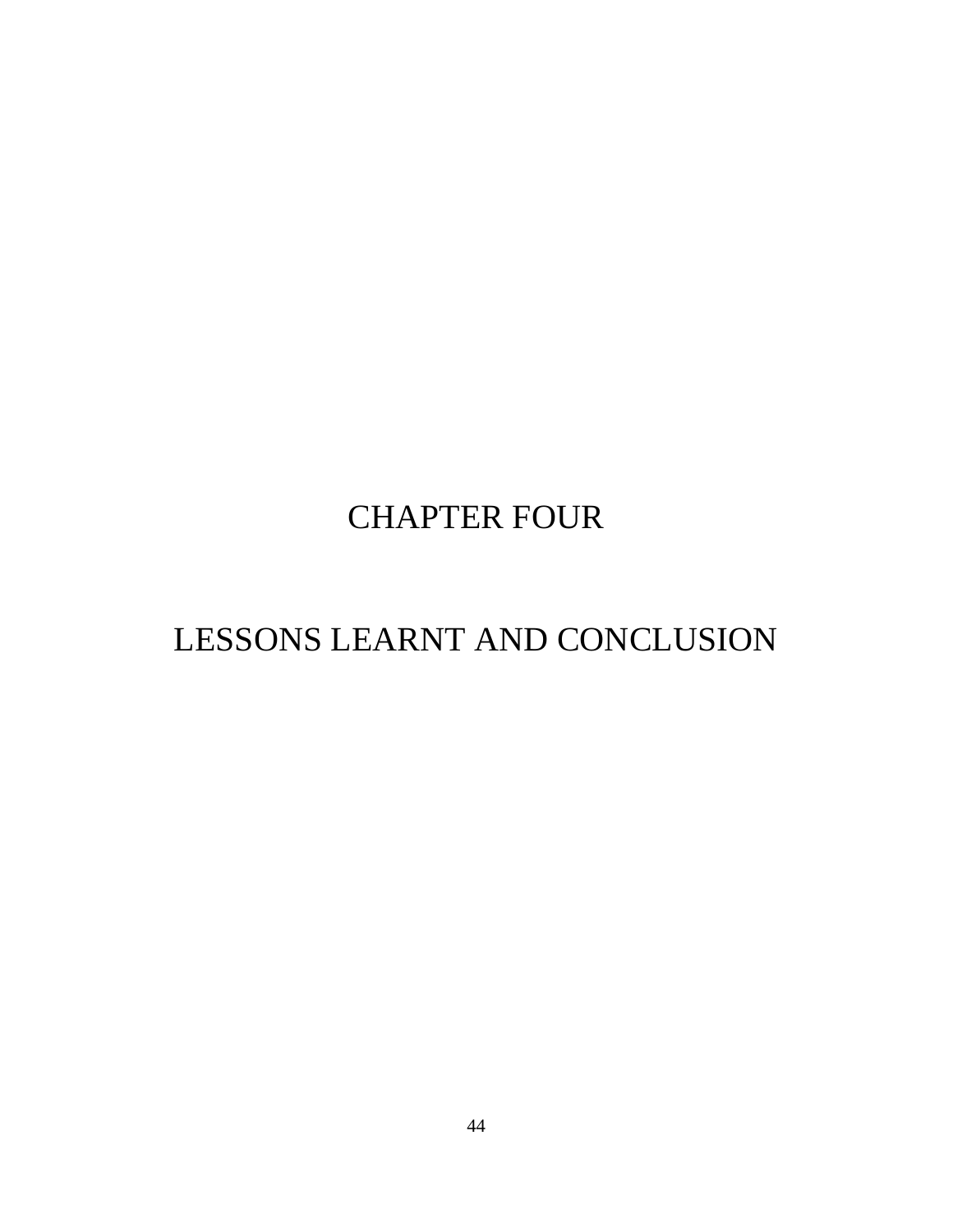# CHAPTER FOUR

# LESSONS LEARNT AND CONCLUSION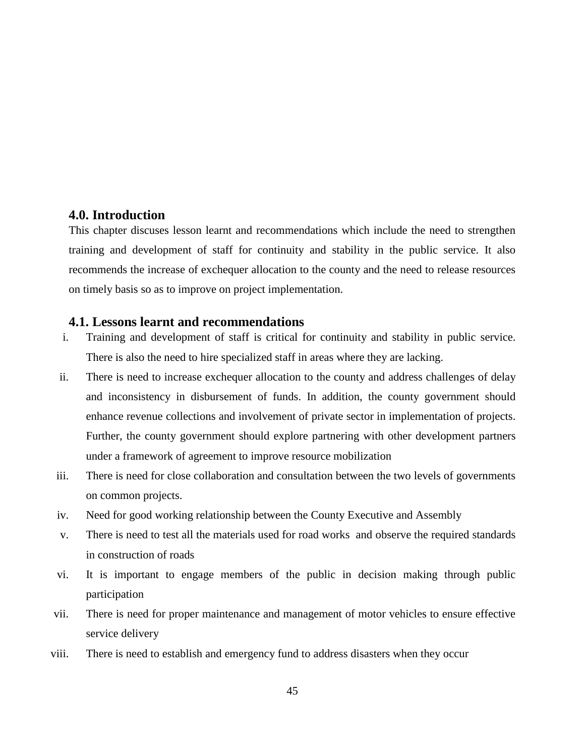## 4.0. Introduction

This chapter discuses lesson learnt and recommendations which include the need to strengthen training and development of staff for continuity and stability in the public service. It also recommends the increase of exchequer allocation to the county and the need to release resources on timely basis so as to improve on project implementation.

## 4.1. Lessons learnt and recommendations

i. Training and development of staff is critical for continuity and stability in public service. There is also the need to hire specialized staff in areas where they are lacking.

ii. There is need to increase exchequer allocation to the county and address challenges of delay and inconsistency in disbursement of funds. In addition, the county government should enhance revenue collections and involvement of private sector in implementation of projects. Further, the county government should explore partnering with other development partners under a framework of agreement to improve resource mobilization

iii. There is need for close collaboration and consultation between the two levels of governments on common projects.

iv. Need for good working relationship between the County Executive and Assembly

v. There is need to test all the materials used for road works and observe the required standards in construction of roads

vi. It is important to engage members of the public in decision making through public participation

vii. There is need for proper maintenance and management of motor vehicles to ensure effective service delivery

viii. There is need to establish and emergency fund to address disasters when they occur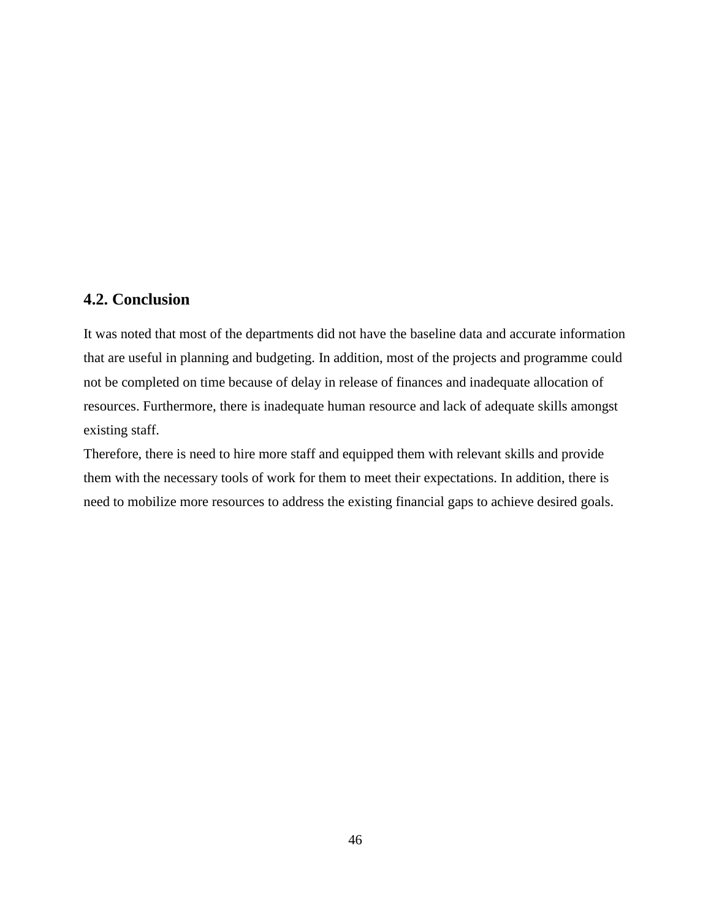## 4.2. Conclusion

It was noted that most of the departments did not have the baseline data and accurate information that are useful in planning and budgeting. In addition, most of the projects and programme could not be completed on time because of delay in release of finances and inadequate allocation of resources. Furthermore, there is inadequate human resource and lack of adequate skills amongst existing staff.

Therefore, there is need to hire more staff and equipped them with relevant skills and provide them with the necessary tools of work for them to meet their expectations. In addition, there is need to mobilize more resources to address the existing financial gaps to achieve desired goals.